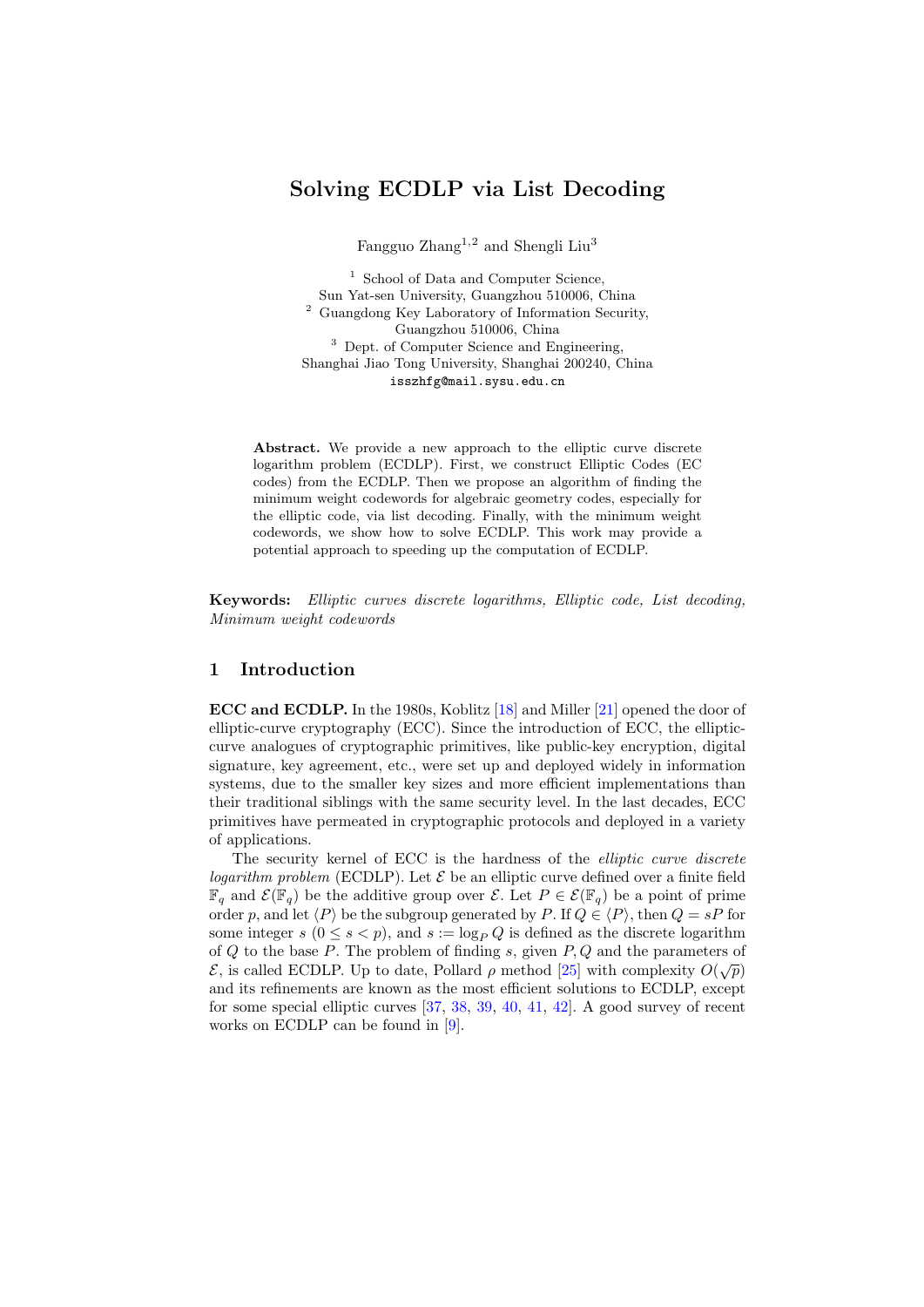# Solving ECDLP via List Decoding

Fangguo Zhang[1,2] and Shengli Liu[3]

[1] School of Data and Computer Science, Sun Yat-sen University, Guangzhou 510006, China
[2] Guangdong Key Laboratory of Information Security, Guangzhou 510006, China
[3] Dept. of Computer Science and Engineering, Shanghai Jiao Tong University, Shanghai 200240, China
isszhfg@mail.sysu.edu.cn

**Abstract.** We provide a new approach to the elliptic curve discrete logarithm problem (ECDLP). First, we construct Elliptic Codes (EC codes) from the ECDLP. Then we propose an algorithm of finding the minimum weight codewords for algebraic geometry codes, especially for the elliptic code, via list decoding. Finally, with the minimum weight codewords, we show how to solve ECDLP. This work may provide a potential approach to speeding up the computation of ECDLP.

**Keywords:** *Elliptic curves discrete logarithms, Elliptic code, List decoding, Minimum weight codewords*

## 1 Introduction

**ECC and ECDLP.** In the 1980s, Koblitz [18] and Miller [21] opened the door of elliptic-curve cryptography (ECC). Since the introduction of ECC, the elliptic-curve analogues of cryptographic primitives, like public-key encryption, digital signature, key agreement, etc., were set up and deployed widely in information systems, due to the smaller key sizes and more efficient implementations than their traditional siblings with the same security level. In the last decades, ECC primitives have permeated in cryptographic protocols and deployed in a variety of applications.

The security kernel of ECC is the hardness of the *elliptic curve discrete logarithm problem* (ECDLP). Let $\mathcal{E}$ be an elliptic curve defined over a finite field $\mathbb{F}_q$ and $\mathcal{E}(\mathbb{F}_q)$ be the additive group over $\mathcal{E}$. Let $P \in \mathcal{E}(\mathbb{F}_q)$ be a point of prime order $p$, and let $\langle P \rangle$ be the subgroup generated by $P$. If $Q \in \langle P \rangle$, then $Q = sP$ for some integer $s$ ($0 \le s < p$), and $s := \log_P Q$ is defined as the discrete logarithm of $Q$ to the base $P$. The problem of finding $s$, given $P, Q$ and the parameters of $\mathcal{E}$, is called ECDLP. Up to date, Pollard $\rho$ method [25] with complexity $O(\sqrt{p})$ and its refinements are known as the most efficient solutions to ECDLP, except for some special elliptic curves [37, 38, 39, 40, 41, 42]. A good survey of recent works on ECDLP can be found in [9].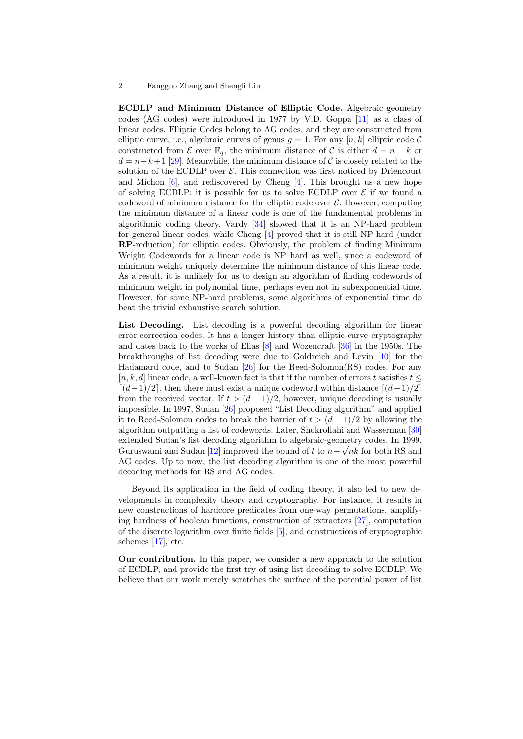**ECDLP and Minimum Distance of Elliptic Code.** Algebraic geometry codes (AG codes) were introduced in 1977 by V.D. Goppa [11] as a class of linear codes. Elliptic Codes belong to AG codes, and they are constructed from elliptic curve, i.e., algebraic curves of genus $g = 1$. For any $[n, k]$ elliptic code $\mathcal{C}$ constructed from $\mathcal{E}$ over $\mathbb{F}_q$, the minimum distance of $\mathcal{C}$ is either $d = n - k$ or $d = n - k + 1$ [29]. Meanwhile, the minimum distance of $\mathcal{C}$ is closely related to the solution of the ECDLP over $\mathcal{E}$. This connection was first noticed by Driencourt and Michon [6], and rediscovered by Cheng [4]. This brought us a new hope of solving ECDLP: it is possible for us to solve ECDLP over $\mathcal{E}$ if we found a codeword of minimum distance for the elliptic code over $\mathcal{E}$. However, computing the minimum distance of a linear code is one of the fundamental problems in algorithmic coding theory. Vardy [34] showed that it is an NP-hard problem for general linear codes, while Cheng [4] proved that it is still NP-hard (under **RP**-reduction) for elliptic codes. Obviously, the problem of finding Minimum Weight Codewords for a linear code is NP hard as well, since a codeword of minimum weight uniquely determine the minimum distance of this linear code. As a result, it is unlikely for us to design an algorithm of finding codewords of minimum weight in polynomial time, perhaps even not in subexponential time. However, for some NP-hard problems, some algorithms of exponential time do beat the trivial exhaustive search solution.

**List Decoding.** List decoding is a powerful decoding algorithm for linear error-correction codes. It has a longer history than elliptic-curve cryptography and dates back to the works of Elias [8] and Wozencraft [36] in the 1950s. The breakthroughs of list decoding were due to Goldreich and Levin [10] for the Hadamard code, and to Sudan [26] for the Reed-Solomon(RS) codes. For any $[n, k, d]$ linear code, a well-known fact is that if the number of errors $t$ satisfies $t \leq \lceil (d-1)/2 \rceil$, then there must exist a unique codeword within distance $\lceil (d-1)/2 \rceil$ from the received vector. If $t > (d-1)/2$, however, unique decoding is usually impossible. In 1997, Sudan [26] proposed "List Decoding algorithm" and applied it to Reed-Solomon codes to break the barrier of $t > (d-1)/2$ by allowing the algorithm outputting a list of codewords. Later, Shokrollahi and Wasserman [30] extended Sudan's list decoding algorithm to algebraic-geometry codes. In 1999, Guruswami and Sudan [12] improved the bound of $t$ to $n - \sqrt{nk}$ for both RS and AG codes. Up to now, the list decoding algorithm is one of the most powerful decoding methods for RS and AG codes.

Beyond its application in the field of coding theory, it also led to new developments in complexity theory and cryptography. For instance, it results in new constructions of hardcore predicates from one-way permutations, amplifying hardness of boolean functions, construction of extractors [27], computation of the discrete logarithm over finite fields [5], and constructions of cryptographic schemes [17], etc.

**Our contribution.** In this paper, we consider a new approach to the solution of ECDLP, and provide the first try of using list decoding to solve ECDLP. We believe that our work merely scratches the surface of the potential power of list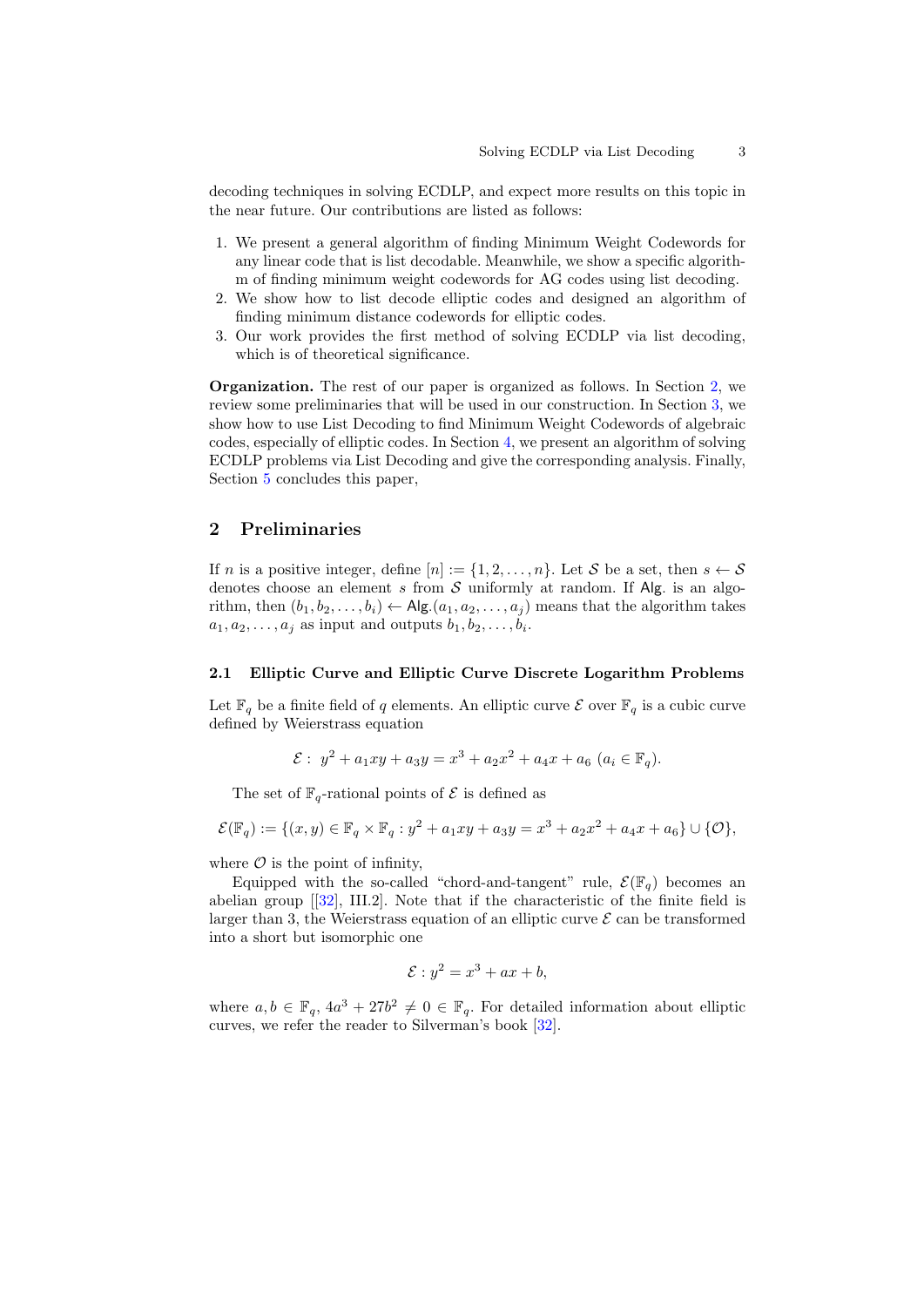decoding techniques in solving ECDLP, and expect more results on this topic in the near future. Our contributions are listed as follows:

1. We present a general algorithm of finding Minimum Weight Codewords for any linear code that is list decodable. Meanwhile, we show a specific algorithm of finding minimum weight codewords for AG codes using list decoding.
2. We show how to list decode elliptic codes and designed an algorithm of finding minimum distance codewords for elliptic codes.
3. Our work provides the first method of solving ECDLP via list decoding, which is of theoretical significance.

**Organization.** The rest of our paper is organized as follows. In Section 2, we review some preliminaries that will be used in our construction. In Section 3, we show how to use List Decoding to find Minimum Weight Codewords of algebraic codes, especially of elliptic codes. In Section 4, we present an algorithm of solving ECDLP problems via List Decoding and give the corresponding analysis. Finally, Section 5 concludes this paper,

## 2 Preliminaries

If $n$ is a positive integer, define $[n] := \{1, 2, \ldots, n\}$. Let $\mathcal{S}$ be a set, then $s \leftarrow \mathcal{S}$ denotes choose an element $s$ from $\mathcal{S}$ uniformly at random. If $\mathsf{Alg.}$ is an algorithm, then $(b_1, b_2, \ldots, b_i) \leftarrow \mathsf{Alg.}(a_1, a_2, \ldots, a_j)$ means that the algorithm takes $a_1, a_2, \ldots, a_j$ as input and outputs $b_1, b_2, \ldots, b_i$.

### 2.1 Elliptic Curve and Elliptic Curve Discrete Logarithm Problems

Let $\mathbb{F}_q$ be a finite field of $q$ elements. An elliptic curve $\mathcal{E}$ over $\mathbb{F}_q$ is a cubic curve defined by Weierstrass equation

$$\mathcal{E}: \ y^2 + a_1xy + a_3y = x^3 + a_2x^2 + a_4x + a_6 \ (a_i \in \mathbb{F}_q).$$

The set of $\mathbb{F}_q$-rational points of $\mathcal{E}$ is defined as

$$\mathcal{E}(\mathbb{F}_q) := \{(x, y) \in \mathbb{F}_q \times \mathbb{F}_q : y^2 + a_1xy + a_3y = x^3 + a_2x^2 + a_4x + a_6\} \cup \{\mathcal{O}\},$$

where $\mathcal{O}$ is the point of infinity,

Equipped with the so-called "chord-and-tangent" rule, $\mathcal{E}(\mathbb{F}_q)$ becomes an abelian group [[32], III.2]. Note that if the characteristic of the finite field is larger than 3, the Weierstrass equation of an elliptic curve $\mathcal{E}$ can be transformed into a short but isomorphic one

$$\mathcal{E}: y^2 = x^3 + ax + b,$$

where $a, b \in \mathbb{F}_q$, $4a^3 + 27b^2 \neq 0 \in \mathbb{F}_q$. For detailed information about elliptic curves, we refer the reader to Silverman's book [32].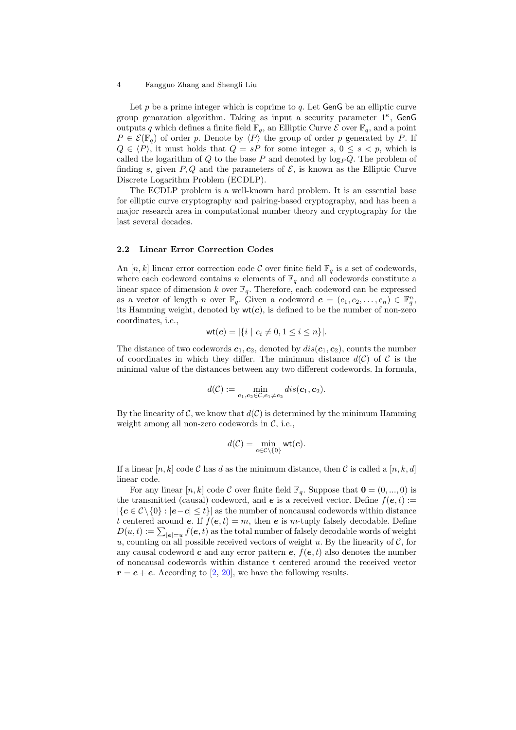Let $p$ be a prime integer which is coprime to $q$. Let $\mathsf{GenG}$ be an elliptic curve group genaration algorithm. Taking as input a security parameter $1^\kappa$, $\mathsf{GenG}$ outputs $q$ which defines a finite field $\mathbb{F}_q$, an Elliptic Curve $\mathcal{E}$ over $\mathbb{F}_q$, and a point $P \in \mathcal{E}(\mathbb{F}_q)$ of order $p$. Denote by $\langle P \rangle$ the group of order $p$ generated by $P$. If $Q \in \langle P \rangle$, it must holds that $Q = sP$ for some integer $s$, $0 \leq s < p$, which is called the logarithm of $Q$ to the base $P$ and denoted by $\log_P Q$. The problem of finding $s$, given $P, Q$ and the parameters of $\mathcal{E}$, is known as the Elliptic Curve Discrete Logarithm Problem (ECDLP).

The ECDLP problem is a well-known hard problem. It is an essential base for elliptic curve cryptography and pairing-based cryptography, and has been a major research area in computational number theory and cryptography for the last several decades.

### 2.2 Linear Error Correction Codes

An $[n, k]$ linear error correction code $\mathcal{C}$ over finite field $\mathbb{F}_q$ is a set of codewords, where each codeword contains $n$ elements of $\mathbb{F}_q$ and all codewords constitute a linear space of dimension $k$ over $\mathbb{F}_q$. Therefore, each codeword can be expressed as a vector of length $n$ over $\mathbb{F}_q$. Given a codeword $\boldsymbol{c} = (c_1, c_2, \ldots, c_n) \in \mathbb{F}_q^n$, its Hamming weight, denoted by $\mathsf{wt}(\boldsymbol{c})$, is defined to be the number of non-zero coordinates, i.e.,

$$\mathsf{wt}(\boldsymbol{c}) = |\{i \mid c_i \neq 0, 1 \leq i \leq n\}|.$$

The distance of two codewords $\boldsymbol{c}_1, \boldsymbol{c}_2$, denoted by $dis(\boldsymbol{c}_1, \boldsymbol{c}_2)$, counts the number of coordinates in which they differ. The minimum distance $d(\mathcal{C})$ of $\mathcal{C}$ is the minimal value of the distances between any two different codewords. In formula,

$$d(\mathcal{C}) := \min_{\boldsymbol{c}_1, \boldsymbol{c}_2 \in \mathcal{C}, \boldsymbol{c}_1 \neq \boldsymbol{c}_2} dis(\boldsymbol{c}_1, \boldsymbol{c}_2).$$

By the linearity of $\mathcal{C}$, we know that $d(\mathcal{C})$ is determined by the minimum Hamming weight among all non-zero codewords in $\mathcal{C}$, i.e.,

$$d(\mathcal{C}) = \min_{\boldsymbol{c} \in \mathcal{C} \setminus \{0\}} \mathsf{wt}(\boldsymbol{c}).$$

If a linear $[n, k]$ code $\mathcal{C}$ has $d$ as the minimum distance, then $\mathcal{C}$ is called a $[n, k, d]$ linear code.

For any linear $[n, k]$ code $\mathcal{C}$ over finite field $\mathbb{F}_q$. Suppose that $\mathbf{0} = (0, ..., 0)$ is the transmitted (causal) codeword, and $\boldsymbol{e}$ is a received vector. Define $f(\boldsymbol{e}, t) := |\{\boldsymbol{c} \in \mathcal{C} \setminus \{0\} : |\boldsymbol{e} - \boldsymbol{c}| \leq t\}|$ as the number of noncausal codewords within distance $t$ centered around $\boldsymbol{e}$. If $f(\boldsymbol{e}, t) = m$, then $\boldsymbol{e}$ is $m$-tuply falsely decodable. Define $D(u, t) := \sum_{|\boldsymbol{e}|=u} f(\boldsymbol{e}, t)$ as the total number of falsely decodable words of weight $u$, counting on all possible received vectors of weight $u$. By the linearity of $\mathcal{C}$, for any causal codeword $\boldsymbol{c}$ and any error pattern $\boldsymbol{e}$, $f(\boldsymbol{e}, t)$ also denotes the number of noncausal codewords within distance $t$ centered around the received vector $\boldsymbol{r} = \boldsymbol{c} + \boldsymbol{e}$. According to [2, 20], we have the following results.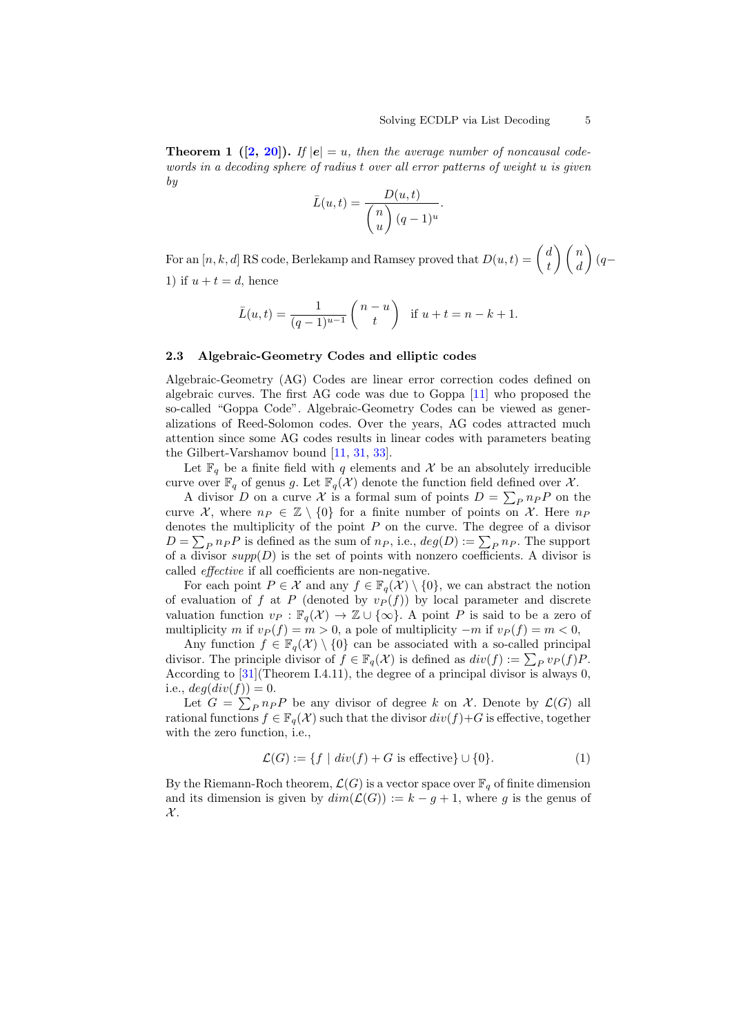**Theorem 1 ([2, 20]).** *If $|\boldsymbol{e}| = u$, then the average number of noncausal codewords in a decoding sphere of radius $t$ over all error patterns of weight $u$ is given by*

$$\bar{L}(u,t) = \frac{D(u,t)}{\binom{n}{u}(q-1)^u}.$$

For an $[n, k, d]$ RS code, Berlekamp and Ramsey proved that $D(u,t) = \binom{d}{t}\binom{n}{d}(q-1)$ if $u + t = d$, hence

$$\bar{L}(u,t) = \frac{1}{(q-1)^{u-1}}\binom{n-u}{t} \quad \text{if } u + t = n - k + 1.$$

### 2.3 Algebraic-Geometry Codes and elliptic codes

Algebraic-Geometry (AG) Codes are linear error correction codes defined on algebraic curves. The first AG code was due to Goppa [11] who proposed the so-called "Goppa Code". Algebraic-Geometry Codes can be viewed as generalizations of Reed-Solomon codes. Over the years, AG codes attracted much attention since some AG codes results in linear codes with parameters beating the Gilbert-Varshamov bound [11, 31, 33].

Let $\mathbb{F}_q$ be a finite field with $q$ elements and $\mathcal{X}$ be an absolutely irreducible curve over $\mathbb{F}_q$ of genus $g$. Let $\mathbb{F}_q(\mathcal{X})$ denote the function field defined over $\mathcal{X}$.

A divisor $D$ on a curve $\mathcal{X}$ is a formal sum of points $D = \sum_P n_P P$ on the curve $\mathcal{X}$, where $n_P \in \mathbb{Z} \setminus \{0\}$ for a finite number of points on $\mathcal{X}$. Here $n_P$ denotes the multiplicity of the point $P$ on the curve. The degree of a divisor $D = \sum_P n_P P$ is defined as the sum of $n_P$, i.e., $deg(D) := \sum_P n_P$. The support of a divisor $supp(D)$ is the set of points with nonzero coefficients. A divisor is called *effective* if all coefficients are non-negative.

For each point $P \in \mathcal{X}$ and any $f \in \mathbb{F}_q(\mathcal{X}) \setminus \{0\}$, we can abstract the notion of evaluation of $f$ at $P$ (denoted by $v_P(f)$) by local parameter and discrete valuation function $v_P : \mathbb{F}_q(\mathcal{X}) \to \mathbb{Z} \cup \{\infty\}$. A point $P$ is said to be a zero of multiplicity $m$ if $v_P(f) = m > 0$, a pole of multiplicity $-m$ if $v_P(f) = m < 0$,

Any function $f \in \mathbb{F}_q(\mathcal{X}) \setminus \{0\}$ can be associated with a so-called principal divisor. The principle divisor of $f \in \mathbb{F}_q(\mathcal{X})$ is defined as $div(f) := \sum_P v_P(f)P$. According to [31](Theorem I.4.11), the degree of a principal divisor is always 0, i.e., $deg(div(f)) = 0$.

Let $G = \sum_P n_P P$ be any divisor of degree $k$ on $\mathcal{X}$. Denote by $\mathcal{L}(G)$ all rational functions $f \in \mathbb{F}_q(\mathcal{X})$ such that the divisor $div(f) + G$ is effective, together with the zero function, i.e.,

$$\mathcal{L}(G) := \{f \mid div(f) + G \text{ is effective}\} \cup \{0\}. \tag{1}$$

By the Riemann-Roch theorem, $\mathcal{L}(G)$ is a vector space over $\mathbb{F}_q$ of finite dimension and its dimension is given by $dim(\mathcal{L}(G)) := k - g + 1$, where $g$ is the genus of $\mathcal{X}$.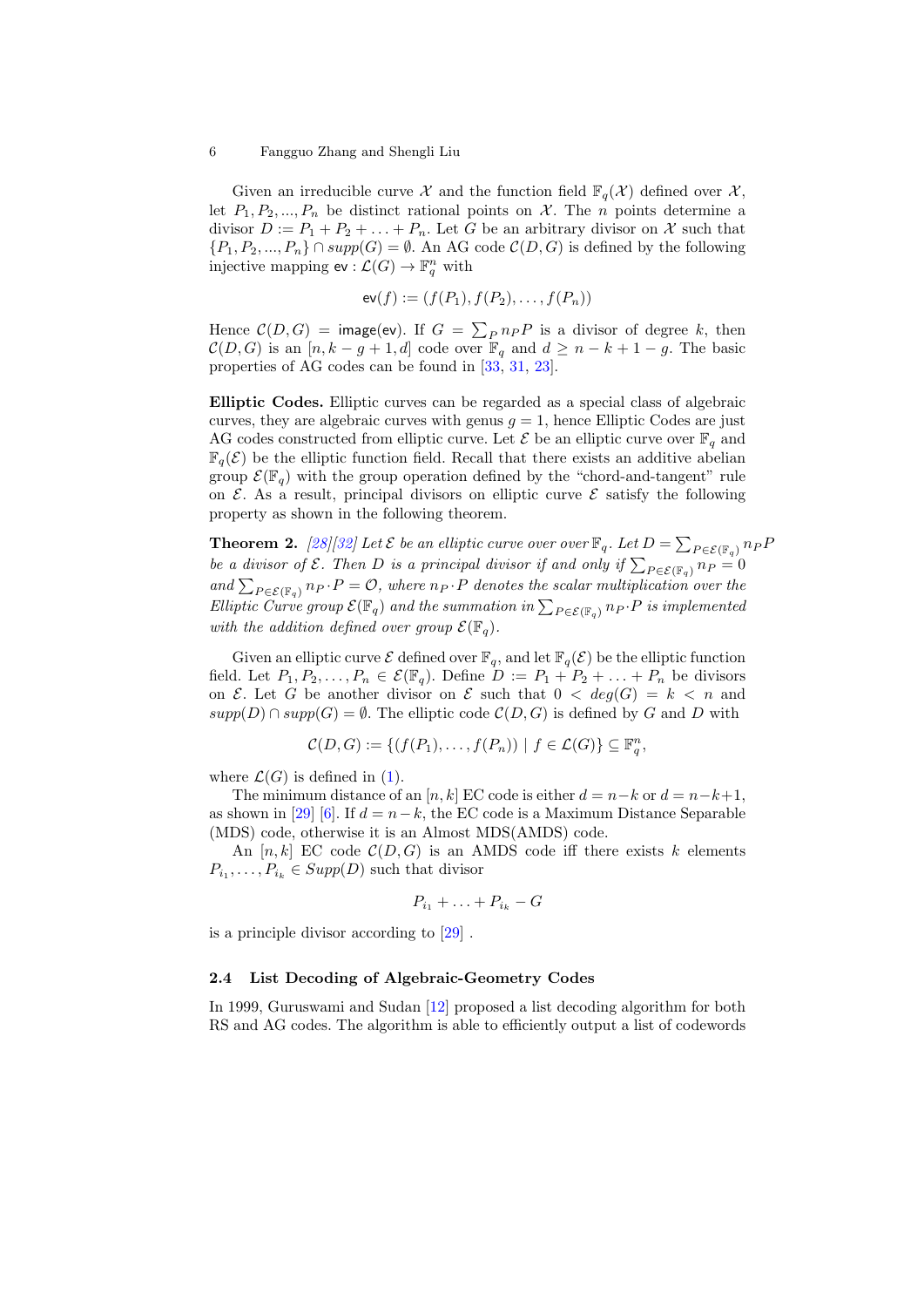Given an irreducible curve $\mathcal{X}$ and the function field $\mathbb{F}_q(\mathcal{X})$ defined over $\mathcal{X}$, let $P_1, P_2, ..., P_n$ be distinct rational points on $\mathcal{X}$. The $n$ points determine a divisor $D := P_1 + P_2 + \ldots + P_n$. Let $G$ be an arbitrary divisor on $\mathcal{X}$ such that $\{P_1, P_2, ..., P_n\} \cap supp(G) = \emptyset$. An AG code $\mathcal{C}(D, G)$ is defined by the following injective mapping $\mathsf{ev} : \mathcal{L}(G) \to \mathbb{F}_q^n$ with

$$\mathsf{ev}(f) := (f(P_1), f(P_2), \ldots, f(P_n))$$

Hence $\mathcal{C}(D, G) = \mathsf{image}(\mathsf{ev})$. If $G = \sum_P n_P P$ is a divisor of degree $k$, then $\mathcal{C}(D, G)$ is an $[n, k - g + 1, d]$ code over $\mathbb{F}_q$ and $d \geq n - k + 1 - g$. The basic properties of AG codes can be found in [33, 31, 23].

**Elliptic Codes.** Elliptic curves can be regarded as a special class of algebraic curves, they are algebraic curves with genus $g = 1$, hence Elliptic Codes are just AG codes constructed from elliptic curve. Let $\mathcal{E}$ be an elliptic curve over $\mathbb{F}_q$ and $\mathbb{F}_q(\mathcal{E})$ be the elliptic function field. Recall that there exists an additive abelian group $\mathcal{E}(\mathbb{F}_q)$ with the group operation defined by the "chord-and-tangent" rule on $\mathcal{E}$. As a result, principal divisors on elliptic curve $\mathcal{E}$ satisfy the following property as shown in the following theorem.

**Theorem 2.** *[28][32] Let $\mathcal{E}$ be an elliptic curve over over $\mathbb{F}_q$. Let $D = \sum_{P \in \mathcal{E}(\mathbb{F}_q)} n_P P$ be a divisor of $\mathcal{E}$. Then $D$ is a principal divisor if and only if $\sum_{P \in \mathcal{E}(\mathbb{F}_q)} n_P = 0$ and $\sum_{P \in \mathcal{E}(\mathbb{F}_q)} n_P \cdot P = \mathcal{O}$, where $n_P \cdot P$ denotes the scalar multiplication over the Elliptic Curve group $\mathcal{E}(\mathbb{F}_q)$ and the summation in $\sum_{P \in \mathcal{E}(\mathbb{F}_q)} n_P \cdot P$ is implemented with the addition defined over group $\mathcal{E}(\mathbb{F}_q)$.*

Given an elliptic curve $\mathcal{E}$ defined over $\mathbb{F}_q$, and let $\mathbb{F}_q(\mathcal{E})$ be the elliptic function field. Let $P_1, P_2, \ldots, P_n \in \mathcal{E}(\mathbb{F}_q)$. Define $D := P_1 + P_2 + \ldots + P_n$ be divisors on $\mathcal{E}$. Let $G$ be another divisor on $\mathcal{E}$ such that $0 < deg(G) = k < n$ and $supp(D) \cap supp(G) = \emptyset$. The elliptic code $\mathcal{C}(D, G)$ is defined by $G$ and $D$ with

$$\mathcal{C}(D, G) := \{(f(P_1), \ldots, f(P_n)) \mid f \in \mathcal{L}(G)\} \subseteq \mathbb{F}_q^n,$$

where $\mathcal{L}(G)$ is defined in (1).

The minimum distance of an $[n, k]$ EC code is either $d = n-k$ or $d = n-k+1$, as shown in [29] [6]. If $d = n-k$, the EC code is a Maximum Distance Separable (MDS) code, otherwise it is an Almost MDS(AMDS) code.

An $[n, k]$ EC code $\mathcal{C}(D, G)$ is an AMDS code iff there exists $k$ elements $P_{i_1}, \ldots, P_{i_k} \in Supp(D)$ such that divisor

$$P_{i_1} + \ldots + P_{i_k} - G$$

is a principle divisor according to [29] .

### 2.4 List Decoding of Algebraic-Geometry Codes

In 1999, Guruswami and Sudan [12] proposed a list decoding algorithm for both RS and AG codes. The algorithm is able to efficiently output a list of codewords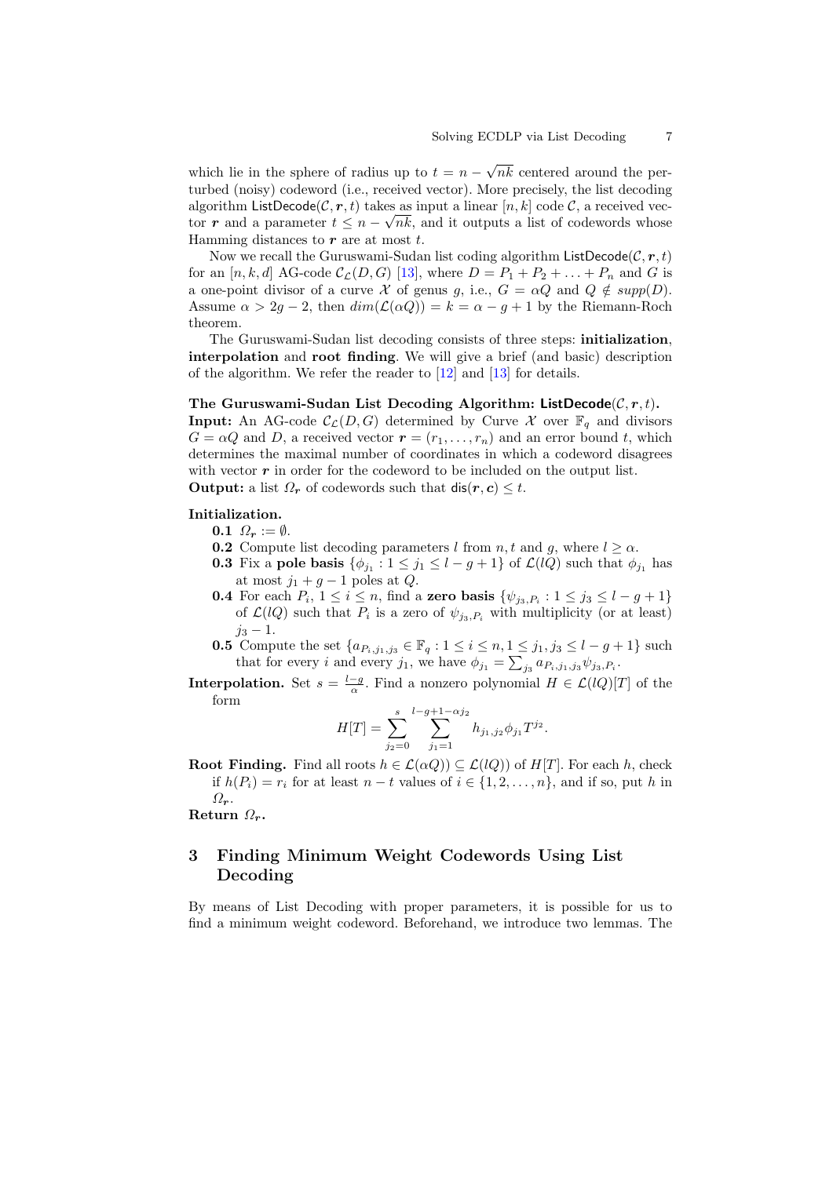which lie in the sphere of radius up to $t = n - \sqrt{nk}$ centered around the perturbed (noisy) codeword (i.e., received vector). More precisely, the list decoding algorithm $\mathsf{ListDecode}(\mathcal{C}, \boldsymbol{r}, t)$ takes as input a linear $[n, k]$ code $\mathcal{C}$, a received vector $\boldsymbol{r}$ and a parameter $t \leq n - \sqrt{nk}$, and it outputs a list of codewords whose Hamming distances to $\boldsymbol{r}$ are at most $t$.

Now we recall the Guruswami-Sudan list coding algorithm $\mathsf{ListDecode}(\mathcal{C}, \boldsymbol{r}, t)$ for an $[n, k, d]$ AG-code $\mathcal{C}_{\mathcal{L}}(D, G)$ [13], where $D = P_1 + P_2 + \ldots + P_n$ and $G$ is a one-point divisor of a curve $\mathcal{X}$ of genus $g$, i.e., $G = \alpha Q$ and $Q \notin supp(D)$. Assume $\alpha > 2g - 2$, then $dim(\mathcal{L}(\alpha Q)) = k = \alpha - g + 1$ by the Riemann-Roch theorem.

The Guruswami-Sudan list decoding consists of three steps: **initialization**, **interpolation** and **root finding**. We will give a brief (and basic) description of the algorithm. We refer the reader to [12] and [13] for details.

**The Guruswami-Sudan List Decoding Algorithm: $\mathsf{ListDecode}(\mathcal{C}, \boldsymbol{r}, t)$.**
**Input:** An AG-code $\mathcal{C}_{\mathcal{L}}(D, G)$ determined by Curve $\mathcal{X}$ over $\mathbb{F}_q$ and divisors $G = \alpha Q$ and $D$, a received vector $\boldsymbol{r} = (r_1, \ldots, r_n)$ and an error bound $t$, which determines the maximal number of coordinates in which a codeword disagrees with vector $\boldsymbol{r}$ in order for the codeword to be included on the output list.
**Output:** a list $\Omega_{\boldsymbol{r}}$ of codewords such that $\mathsf{dis}(\boldsymbol{r}, \boldsymbol{c}) \leq t$.

**Initialization.**

- **0.1** $\Omega_{\boldsymbol{r}} := \emptyset$.
- **0.2** Compute list decoding parameters $l$ from $n, t$ and $g$, where $l \geq \alpha$.
- **0.3** Fix a **pole basis** $\{\phi_{j_1} : 1 \leq j_1 \leq l - g + 1\}$ of $\mathcal{L}(lQ)$ such that $\phi_{j_1}$ has at most $j_1 + g - 1$ poles at $Q$.
- **0.4** For each $P_i$, $1 \leq i \leq n$, find a **zero basis** $\{\psi_{j_3, P_i} : 1 \leq j_3 \leq l - g + 1\}$ of $\mathcal{L}(lQ)$ such that $P_i$ is a zero of $\psi_{j_3, P_i}$ with multiplicity (or at least) $j_3 - 1$.
- **0.5** Compute the set $\{a_{P_i, j_1, j_3} \in \mathbb{F}_q : 1 \leq i \leq n, 1 \leq j_1, j_3 \leq l - g + 1\}$ such that for every $i$ and every $j_1$, we have $\phi_{j_1} = \sum_{j_3} a_{P_i, j_1, j_3} \psi_{j_3, P_i}$.

**Interpolation.** Set $s = \frac{l-g}{\alpha}$. Find a nonzero polynomial $H \in \mathcal{L}(lQ)[T]$ of the form

$$H[T] = \sum_{j_2=0}^{s} \sum_{j_1=1}^{l-g+1-\alpha j_2} h_{j_1, j_2} \phi_{j_1} T^{j_2}.$$

**Root Finding.** Find all roots $h \in \mathcal{L}(\alpha Q)) \subseteq \mathcal{L}(lQ))$ of $H[T]$. For each $h$, check if $h(P_i) = r_i$ for at least $n - t$ values of $i \in \{1, 2, \ldots, n\}$, and if so, put $h$ in $\Omega_{\boldsymbol{r}}$.

**Return $\Omega_{\boldsymbol{r}}$.**

## 3 Finding Minimum Weight Codewords Using List Decoding

By means of List Decoding with proper parameters, it is possible for us to find a minimum weight codeword. Beforehand, we introduce two lemmas. The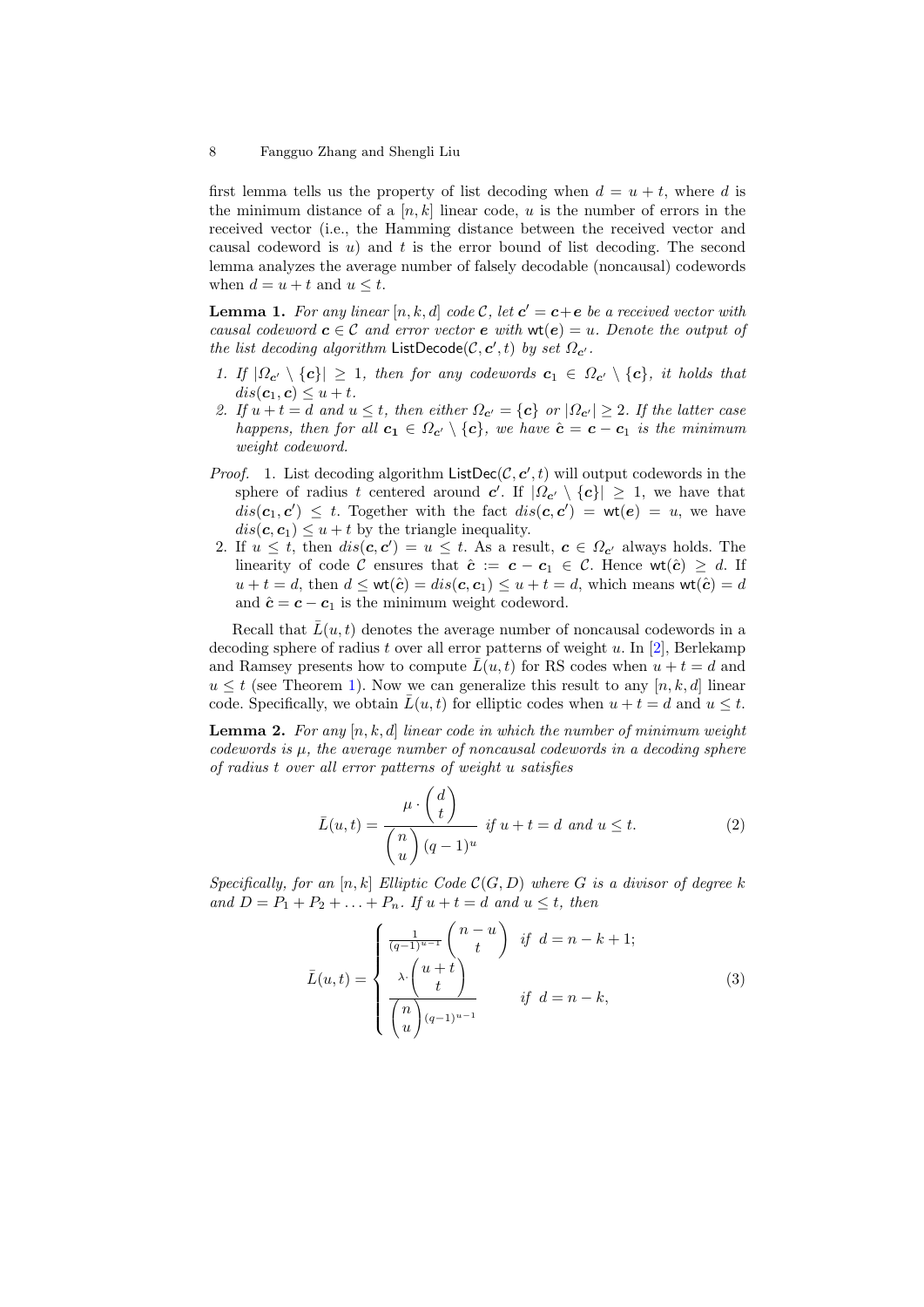first lemma tells us the property of list decoding when $d = u + t$, where $d$ is the minimum distance of a $[n, k]$ linear code, $u$ is the number of errors in the received vector (i.e., the Hamming distance between the received vector and causal codeword is $u$) and $t$ is the error bound of list decoding. The second lemma analyzes the average number of falsely decodable (noncausal) codewords when $d = u + t$ and $u \leq t$.

**Lemma 1.** *For any linear $[n, k, d]$ code $\mathcal{C}$, let $\boldsymbol{c}' = \boldsymbol{c} + \boldsymbol{e}$ be a received vector with causal codeword $\boldsymbol{c} \in \mathcal{C}$ and error vector $\boldsymbol{e}$ with $\mathsf{wt}(\boldsymbol{e}) = u$. Denote the output of the list decoding algorithm $\mathsf{ListDecode}(\mathcal{C}, \boldsymbol{c}', t)$ by set $\Omega_{\boldsymbol{c}'}$.*

1. *If $|\Omega_{\boldsymbol{c}'} \setminus \{\boldsymbol{c}\}| \geq 1$, then for any codewords $\boldsymbol{c}_1 \in \Omega_{\boldsymbol{c}'} \setminus \{\boldsymbol{c}\}$, it holds that $dis(\boldsymbol{c}_1, \boldsymbol{c}) \leq u + t$.*
2. *If $u + t = d$ and $u \leq t$, then either $\Omega_{\boldsymbol{c}'} = \{\boldsymbol{c}\}$ or $|\Omega_{\boldsymbol{c}'}| \geq 2$. If the latter case happens, then for all $\boldsymbol{c_1} \in \Omega_{\boldsymbol{c}'} \setminus \{\boldsymbol{c}\}$, we have $\hat{\boldsymbol{c}} = \boldsymbol{c} - \boldsymbol{c}_1$ is the minimum weight codeword.*

*Proof.* 1. List decoding algorithm $\mathsf{ListDec}(\mathcal{C}, \boldsymbol{c}', t)$ will output codewords in the sphere of radius $t$ centered around $\boldsymbol{c}'$. If $|\Omega_{\boldsymbol{c}'} \setminus \{\boldsymbol{c}\}| \geq 1$, we have that $dis(\boldsymbol{c}_1, \boldsymbol{c}') \leq t$. Together with the fact $dis(\boldsymbol{c}, \boldsymbol{c}') = \mathsf{wt}(\boldsymbol{e}) = u$, we have $dis(\boldsymbol{c}, \boldsymbol{c}_1) \leq u + t$ by the triangle inequality.

2. If $u \leq t$, then $dis(\boldsymbol{c}, \boldsymbol{c}') = u \leq t$. As a result, $\boldsymbol{c} \in \Omega_{\boldsymbol{c}'}$ always holds. The linearity of code $\mathcal{C}$ ensures that $\hat{\boldsymbol{c}} := \boldsymbol{c} - \boldsymbol{c}_1 \in \mathcal{C}$. Hence $\mathsf{wt}(\hat{\boldsymbol{c}}) \geq d$. If $u + t = d$, then $d \leq \mathsf{wt}(\hat{\boldsymbol{c}}) = dis(\boldsymbol{c}, \boldsymbol{c}_1) \leq u + t = d$, which means $\mathsf{wt}(\hat{\boldsymbol{c}}) = d$ and $\hat{\boldsymbol{c}} = \boldsymbol{c} - \boldsymbol{c}_1$ is the minimum weight codeword.

Recall that $\bar{L}(u, t)$ denotes the average number of noncausal codewords in a decoding sphere of radius $t$ over all error patterns of weight $u$. In [2], Berlekamp and Ramsey presents how to compute $\bar{L}(u, t)$ for RS codes when $u + t = d$ and $u \leq t$ (see Theorem 1). Now we can generalize this result to any $[n, k, d]$ linear code. Specifically, we obtain $\bar{L}(u, t)$ for elliptic codes when $u + t = d$ and $u \leq t$.

**Lemma 2.** *For any $[n, k, d]$ linear code in which the number of minimum weight codewords is $\mu$, the average number of noncausal codewords in a decoding sphere of radius $t$ over all error patterns of weight $u$ satisfies*

$$\bar{L}(u, t) = \frac{\mu \cdot \binom{d}{t}}{\binom{n}{u}(q-1)^u} \text{ if } u + t = d \text{ and } u \leq t. \tag{2}$$

*Specifically, for an $[n, k]$ Elliptic Code $\mathcal{C}(G, D)$ where $G$ is a divisor of degree $k$ and $D = P_1 + P_2 + \ldots + P_n$. If $u + t = d$ and $u \leq t$, then*

$$\bar{L}(u, t) = \begin{cases} \frac{1}{(q-1)^{u-1}} \binom{n-u}{t} & \text{if } d = n - k + 1; \\ \frac{\lambda \cdot \binom{u+t}{t}}{\binom{n}{u}(q-1)^{u-1}} & \text{if } d = n - k, \end{cases} \tag{3}$$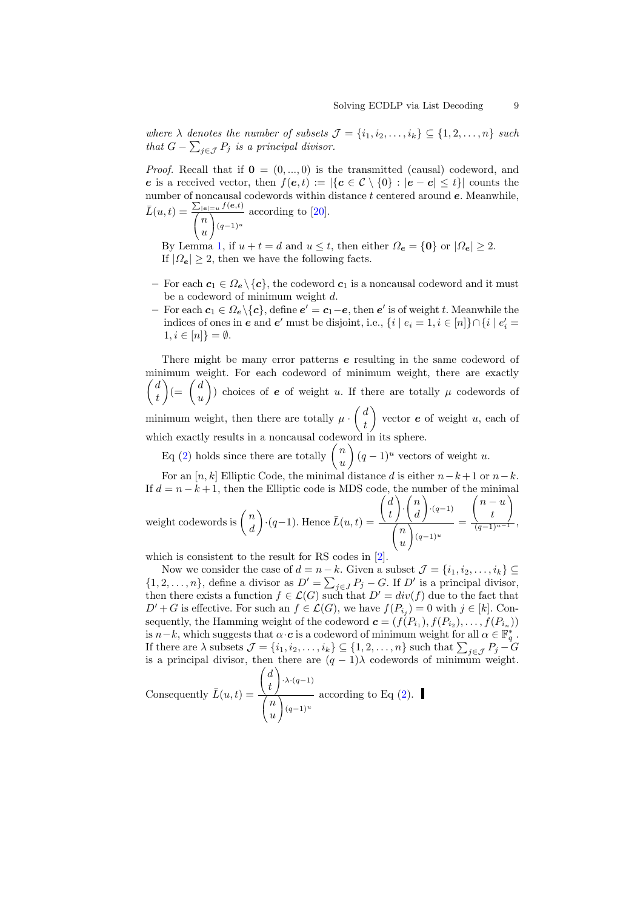*where $\lambda$ denotes the number of subsets $\mathcal{J} = \{i_1, i_2, \dots, i_k\} \subseteq \{1, 2, \dots, n\}$ such that $G - \sum_{j \in \mathcal{J}} P_j$ is a principal divisor.*

*Proof.* Recall that if $\mathbf{0} = (0, ..., 0)$ is the transmitted (causal) codeword, and $\boldsymbol{e}$ is a received vector, then $f(\boldsymbol{e}, t) := |\{\boldsymbol{c} \in \mathcal{C} \setminus \{0\} : |\boldsymbol{e} - \boldsymbol{c}| \le t\}|$ counts the number of noncausal codewords within distance $t$ centered around $\boldsymbol{e}$. Meanwhile, $\bar{L}(u, t) = \frac{\sum_{|\boldsymbol{e}|=u} f(\boldsymbol{e}, t)}{\binom{n}{u}(q-1)^u}$ according to [20].

By Lemma 1, if $u + t = d$ and $u \le t$, then either $\Omega_{\boldsymbol{e}} = \{\mathbf{0}\}$ or $|\Omega_{\boldsymbol{e}}| \ge 2$. If $|\Omega_{\boldsymbol{e}}| \ge 2$, then we have the following facts.

- For each $\boldsymbol{c}_1 \in \Omega_{\boldsymbol{e}} \setminus \{\boldsymbol{c}\}$, the codeword $\boldsymbol{c}_1$ is a noncausal codeword and it must be a codeword of minimum weight $d$.
- For each $\boldsymbol{c}_1 \in \Omega_{\boldsymbol{e}} \setminus \{\boldsymbol{c}\}$, define $\boldsymbol{e}' = \boldsymbol{c}_1 - \boldsymbol{e}$, then $\boldsymbol{e}'$ is of weight $t$. Meanwhile the indices of ones in $\boldsymbol{e}$ and $\boldsymbol{e}'$ must be disjoint, i.e., $\{i \mid e_i = 1, i \in [n]\} \cap \{i \mid e'_i = 1, i \in [n]\} = \emptyset$.

There might be many error patterns $\boldsymbol{e}$ resulting in the same codeword of minimum weight. For each codeword of minimum weight, there are exactly $\binom{d}{t} (= \binom{d}{u})$ choices of $\boldsymbol{e}$ of weight $u$. If there are totally $\mu$ codewords of minimum weight, then there are totally $\mu \cdot \binom{d}{t}$ vector $\boldsymbol{e}$ of weight $u$, each of which exactly results in a noncausal codeword in its sphere.

Eq (2) holds since there are totally $\binom{n}{u}(q-1)^u$ vectors of weight $u$.

For an $[n, k]$ Elliptic Code, the minimal distance $d$ is either $n-k+1$ or $n-k$. If $d = n-k+1$, then the Elliptic code is MDS code, the number of the minimal weight codewords is $\binom{n}{d} \cdot (q-1)$. Hence $\bar{L}(u, t) = \frac{\binom{d}{t} \cdot \binom{n}{d} \cdot (q-1)}{\binom{n}{u}(q-1)^u} = \frac{\binom{n-u}{t}}{(q-1)^{u-1}}$, which is consistent to the result for RS codes in [2].

Now we consider the case of $d = n-k$. Given a subset $\mathcal{J} = \{i_1, i_2, \dots, i_k\} \subseteq \{1, 2, \dots, n\}$, define a divisor as $D' = \sum_{j \in J} P_j - G$. If $D'$ is a principal divisor, then there exists a function $f \in \mathcal{L}(G)$ such that $D' = div(f)$ due to the fact that $D' + G$ is effective. For such an $f \in \mathcal{L}(G)$, we have $f(P_{i_j}) = 0$ with $j \in [k]$. Consequently, the Hamming weight of the codeword $\boldsymbol{c} = (f(P_{i_1}), f(P_{i_2}), \dots, f(P_{i_n}))$ is $n-k$, which suggests that $\alpha \cdot \boldsymbol{c}$ is a codeword of minimum weight for all $\alpha \in \mathbb{F}_q^*$. If there are $\lambda$ subsets $\mathcal{J} = \{i_1, i_2, \dots, i_k\} \subseteq \{1, 2, \dots, n\}$ such that $\sum_{j \in \mathcal{J}} P_j - G$ is a principal divisor, then there are $(q-1)\lambda$ codewords of minimum weight. Consequently $\bar{L}(u, t) = \frac{\binom{d}{t} \cdot \lambda \cdot (q-1)}{\binom{n}{u}(q-1)^u}$ according to Eq (2). ∎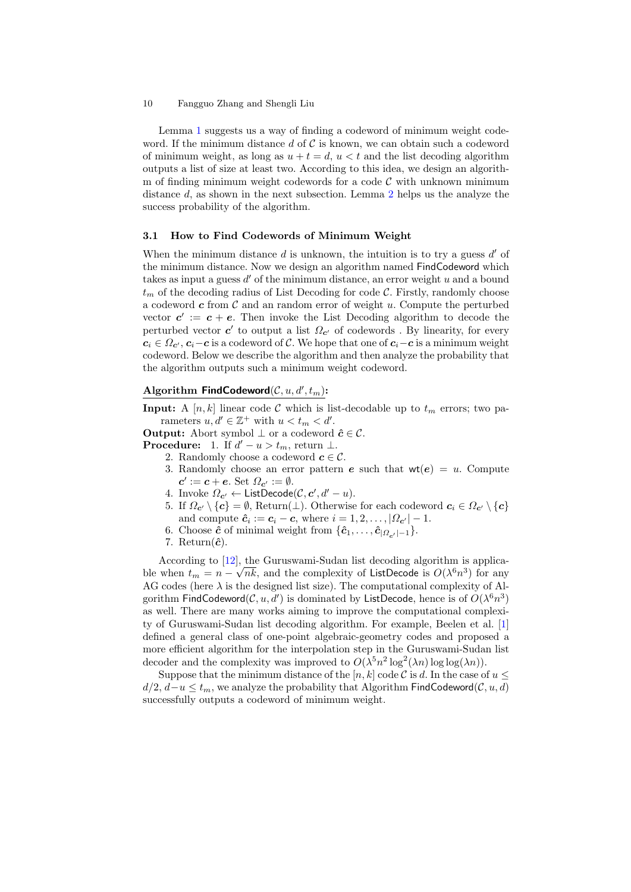Lemma 1 suggests us a way of finding a codeword of minimum weight codeword. If the minimum distance $d$ of $\mathcal{C}$ is known, we can obtain such a codeword of minimum weight, as long as $u + t = d$, $u < t$ and the list decoding algorithm outputs a list of size at least two. According to this idea, we design an algorithm of finding minimum weight codewords for a code $\mathcal{C}$ with unknown minimum distance $d$, as shown in the next subsection. Lemma 2 helps us the analyze the success probability of the algorithm.

### 3.1 How to Find Codewords of Minimum Weight

When the minimum distance $d$ is unknown, the intuition is to try a guess $d'$ of the minimum distance. Now we design an algorithm named FindCodeword which takes as input a guess $d'$ of the minimum distance, an error weight $u$ and a bound $t_m$ of the decoding radius of List Decoding for code $\mathcal{C}$. Firstly, randomly choose a codeword $\boldsymbol{c}$ from $\mathcal{C}$ and an random error of weight $u$. Compute the perturbed vector $\boldsymbol{c}' := \boldsymbol{c} + \boldsymbol{e}$. Then invoke the List Decoding algorithm to decode the perturbed vector $\boldsymbol{c}'$ to output a list $\Omega_{\boldsymbol{c}'}$ of codewords . By linearity, for every $\boldsymbol{c}_i \in \Omega_{\boldsymbol{c}'}$, $\boldsymbol{c}_i - \boldsymbol{c}$ is a codeword of $\mathcal{C}$. We hope that one of $\boldsymbol{c}_i - \boldsymbol{c}$ is a minimum weight codeword. Below we describe the algorithm and then analyze the probability that the algorithm outputs such a minimum weight codeword.

**Algorithm FindCodeword**$(\mathcal{C}, u, d', t_m)$**:**

**Input:** A $[n, k]$ linear code $\mathcal{C}$ which is list-decodable up to $t_m$ errors; two parameters $u, d' \in \mathbb{Z}^+$ with $u < t_m < d'$.

**Output:** Abort symbol $\perp$ or a codeword $\hat{\boldsymbol{c}} \in \mathcal{C}$.

**Procedure:**
1. If $d' - u > t_m$, return $\perp$.
2. Randomly choose a codeword $\boldsymbol{c} \in \mathcal{C}$.
3. Randomly choose an error pattern $\boldsymbol{e}$ such that $\mathsf{wt}(\boldsymbol{e}) = u$. Compute $\boldsymbol{c}' := \boldsymbol{c} + \boldsymbol{e}$. Set $\Omega_{\boldsymbol{c}'} := \emptyset$.
4. Invoke $\Omega_{\boldsymbol{c}'} \leftarrow \mathsf{ListDecode}(\mathcal{C}, \boldsymbol{c}', d' - u)$.
5. If $\Omega_{\boldsymbol{c}'} \setminus \{\boldsymbol{c}\} = \emptyset$, Return($\perp$). Otherwise for each codeword $\boldsymbol{c}_i \in \Omega_{\boldsymbol{c}'} \setminus \{\boldsymbol{c}\}$ and compute $\hat{\boldsymbol{c}}_i := \boldsymbol{c}_i - \boldsymbol{c}$, where $i = 1, 2, \ldots, |\Omega_{\boldsymbol{c}'}| - 1$.
6. Choose $\hat{\boldsymbol{c}}$ of minimal weight from $\{\hat{\boldsymbol{c}}_1, \ldots, \hat{\boldsymbol{c}}_{|\Omega_{\boldsymbol{c}'}|-1}\}$.
7. Return($\hat{\boldsymbol{c}}$).

According to [12], the Guruswami-Sudan list decoding algorithm is applicable when $t_m = n - \sqrt{nk}$, and the complexity of ListDecode is $O(\lambda^6 n^3)$ for any AG codes (here $\lambda$ is the designed list size). The computational complexity of Algorithm FindCodeword$(\mathcal{C}, u, d')$ is dominated by ListDecode, hence is of $O(\lambda^6 n^3)$ as well. There are many works aiming to improve the computational complexity of Guruswami-Sudan list decoding algorithm. For example, Beelen et al. [1] defined a general class of one-point algebraic-geometry codes and proposed a more efficient algorithm for the interpolation step in the Guruswami-Sudan list decoder and the complexity was improved to $O(\lambda^5 n^2 \log^2(\lambda n) \log\log(\lambda n))$.

Suppose that the minimum distance of the $[n, k]$ code $\mathcal{C}$ is $d$. In the case of $u \leq d/2$, $d - u \leq t_m$, we analyze the probability that Algorithm FindCodeword$(\mathcal{C}, u, d)$ successfully outputs a codeword of minimum weight.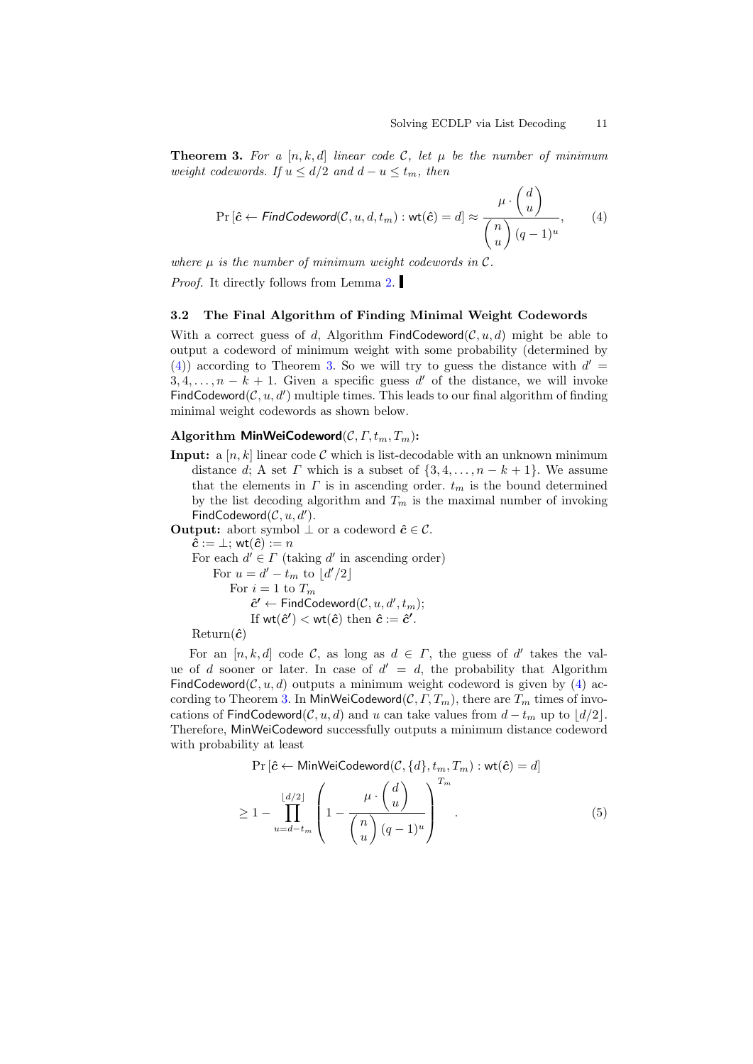**Theorem 3.** *For a $[n, k, d]$ linear code $\mathcal{C}$, let $\mu$ be the number of minimum weight codewords. If $u \leq d/2$ and $d - u \leq t_m$, then*

$$\Pr\left[\hat{\boldsymbol{c}} \leftarrow \textsf{\textit{FindCodeword}}(\mathcal{C}, u, d, t_m) : \mathsf{wt}(\hat{\boldsymbol{c}}) = d\right] \approx \frac{\mu \cdot \binom{d}{u}}{\binom{n}{u}(q-1)^u}, \tag{4}$$

*where $\mu$ is the number of minimum weight codewords in $\mathcal{C}$.*

*Proof.* It directly follows from Lemma 2. ∎

### 3.2 The Final Algorithm of Finding Minimal Weight Codewords

With a correct guess of $d$, Algorithm $\mathsf{FindCodeword}(\mathcal{C}, u, d)$ might be able to output a codeword of minimum weight with some probability (determined by (4)) according to Theorem 3. So we will try to guess the distance with $d' = 3, 4, \ldots, n - k + 1$. Given a specific guess $d'$ of the distance, we will invoke $\mathsf{FindCodeword}(\mathcal{C}, u, d')$ multiple times. This leads to our final algorithm of finding minimal weight codewords as shown below.

**Algorithm $\mathsf{MinWeiCodeword}(\mathcal{C}, \Gamma, t_m, T_m)$:**

**Input:** a $[n, k]$ linear code $\mathcal{C}$ which is list-decodable with an unknown minimum distance $d$; A set $\Gamma$ which is a subset of $\{3, 4, \ldots, n - k + 1\}$. We assume that the elements in $\Gamma$ is in ascending order. $t_m$ is the bound determined by the list decoding algorithm and $T_m$ is the maximal number of invoking $\mathsf{FindCodeword}(\mathcal{C}, u, d')$.

**Output:** abort symbol $\perp$ or a codeword $\hat{\boldsymbol{c}} \in \mathcal{C}$.

```
ĉ := ⊥; wt(ĉ) := n
For each d' ∈ Γ (taking d' in ascending order)
    For u = d' − t_m to ⌊d'/2⌋
        For i = 1 to T_m
            ĉ' ← FindCodeword(C, u, d', t_m);
            If wt(ĉ') < wt(ĉ) then ĉ := ĉ'.
Return(ĉ)
```

For an $[n, k, d]$ code $\mathcal{C}$, as long as $d \in \Gamma$, the guess of $d'$ takes the value of $d$ sooner or later. In case of $d' = d$, the probability that Algorithm $\mathsf{FindCodeword}(\mathcal{C}, u, d)$ outputs a minimum weight codeword is given by (4) according to Theorem 3. In $\mathsf{MinWeiCodeword}(\mathcal{C}, \Gamma, T_m)$, there are $T_m$ times of invocations of $\mathsf{FindCodeword}(\mathcal{C}, u, d)$ and $u$ can take values from $d - t_m$ up to $\lfloor d/2 \rfloor$. Therefore, $\mathsf{MinWeiCodeword}$ successfully outputs a minimum distance codeword with probability at least

$$\Pr\left[\hat{\boldsymbol{c}} \leftarrow \mathsf{MinWeiCodeword}(\mathcal{C}, \{d\}, t_m, T_m) : \mathsf{wt}(\hat{\boldsymbol{c}}) = d\right]$$

$$\geq 1 - \prod_{u=d-t_m}^{\lfloor d/2 \rfloor} \left(1 - \frac{\mu \cdot \binom{d}{u}}{\binom{n}{u}(q-1)^u}\right)^{T_m}. \tag{5}$$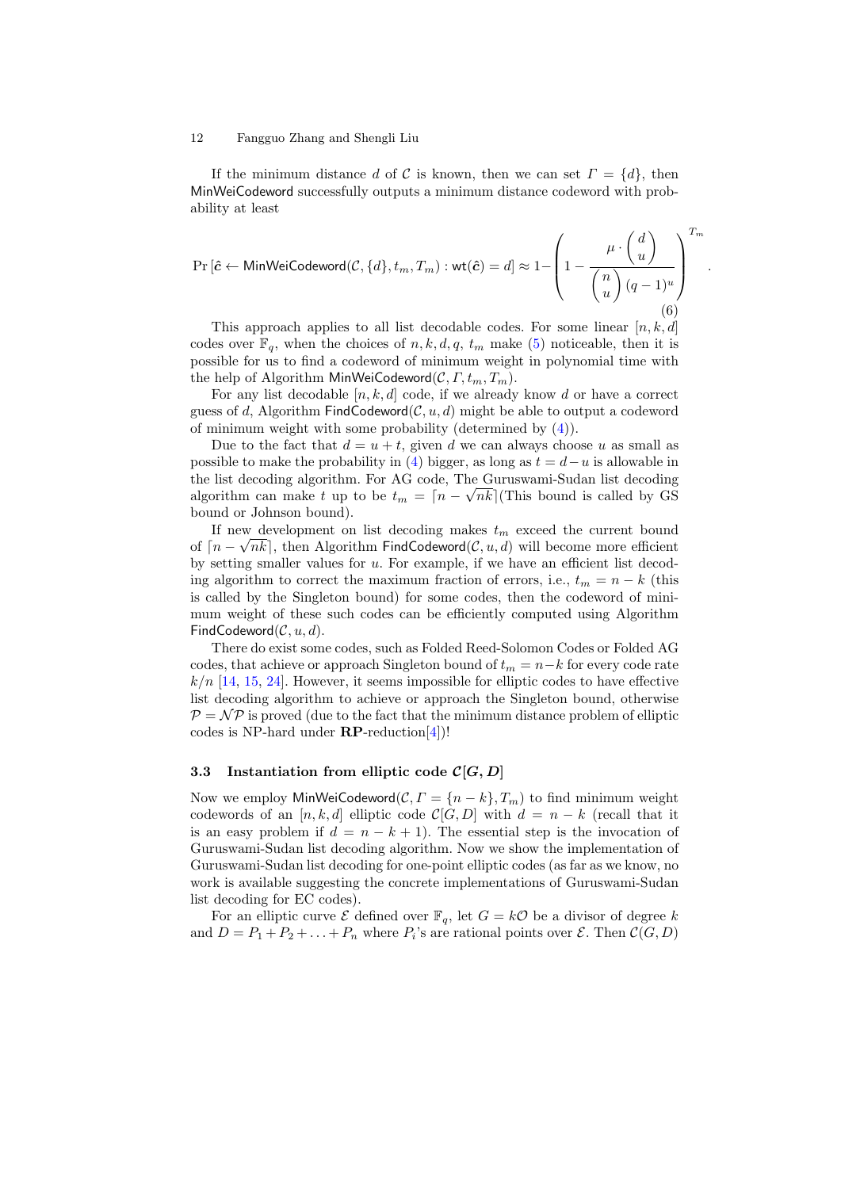If the minimum distance $d$ of $\mathcal{C}$ is known, then we can set $\Gamma = \{d\}$, then MinWeiCodeword successfully outputs a minimum distance codeword with probability at least

$$\Pr\left[\hat{\boldsymbol{c}} \leftarrow \mathsf{MinWeiCodeword}(\mathcal{C}, \{d\}, t_m, T_m) : \mathsf{wt}(\hat{\boldsymbol{c}}) = d\right] \approx 1 - \left(1 - \frac{\mu \cdot \binom{d}{u}}{\binom{n}{u}(q-1)^u}\right)^{T_m}. \tag{6}$$

This approach applies to all list decodable codes. For some linear $[n, k, d]$ codes over $\mathbb{F}_q$, when the choices of $n, k, d, q, t_m$ make (5) noticeable, then it is possible for us to find a codeword of minimum weight in polynomial time with the help of Algorithm $\mathsf{MinWeiCodeword}(\mathcal{C}, \Gamma, t_m, T_m)$.

For any list decodable $[n, k, d]$ code, if we already know $d$ or have a correct guess of $d$, Algorithm $\mathsf{FindCodeword}(\mathcal{C}, u, d)$ might be able to output a codeword of minimum weight with some probability (determined by (4)).

Due to the fact that $d = u + t$, given $d$ we can always choose $u$ as small as possible to make the probability in (4) bigger, as long as $t = d - u$ is allowable in the list decoding algorithm. For AG code, The Guruswami-Sudan list decoding algorithm can make $t$ up to be $t_m = \lceil n - \sqrt{nk} \rceil$(This bound is called by GS bound or Johnson bound).

If new development on list decoding makes $t_m$ exceed the current bound of $\lceil n - \sqrt{nk} \rceil$, then Algorithm $\mathsf{FindCodeword}(\mathcal{C}, u, d)$ will become more efficient by setting smaller values for $u$. For example, if we have an efficient list decoding algorithm to correct the maximum fraction of errors, i.e., $t_m = n - k$ (this is called by the Singleton bound) for some codes, then the codeword of minimum weight of these such codes can be efficiently computed using Algorithm $\mathsf{FindCodeword}(\mathcal{C}, u, d)$.

There do exist some codes, such as Folded Reed-Solomon Codes or Folded AG codes, that achieve or approach Singleton bound of $t_m = n-k$ for every code rate $k/n$ [14, 15, 24]. However, it seems impossible for elliptic codes to have effective list decoding algorithm to achieve or approach the Singleton bound, otherwise $\mathcal{P} = \mathcal{NP}$ is proved (due to the fact that the minimum distance problem of elliptic codes is NP-hard under **RP**-reduction[4])!

### 3.3 Instantiation from elliptic code $\mathcal{C}[G, D]$

Now we employ $\mathsf{MinWeiCodeword}(\mathcal{C}, \Gamma = \{n - k\}, T_m)$ to find minimum weight codewords of an $[n, k, d]$ elliptic code $\mathcal{C}[G, D]$ with $d = n - k$ (recall that it is an easy problem if $d = n - k + 1$). The essential step is the invocation of Guruswami-Sudan list decoding algorithm. Now we show the implementation of Guruswami-Sudan list decoding for one-point elliptic codes (as far as we know, no work is available suggesting the concrete implementations of Guruswami-Sudan list decoding for EC codes).

For an elliptic curve $\mathcal{E}$ defined over $\mathbb{F}_q$, let $G = k\mathcal{O}$ be a divisor of degree $k$ and $D = P_1 + P_2 + \ldots + P_n$ where $P_i$'s are rational points over $\mathcal{E}$. Then $\mathcal{C}(G, D)$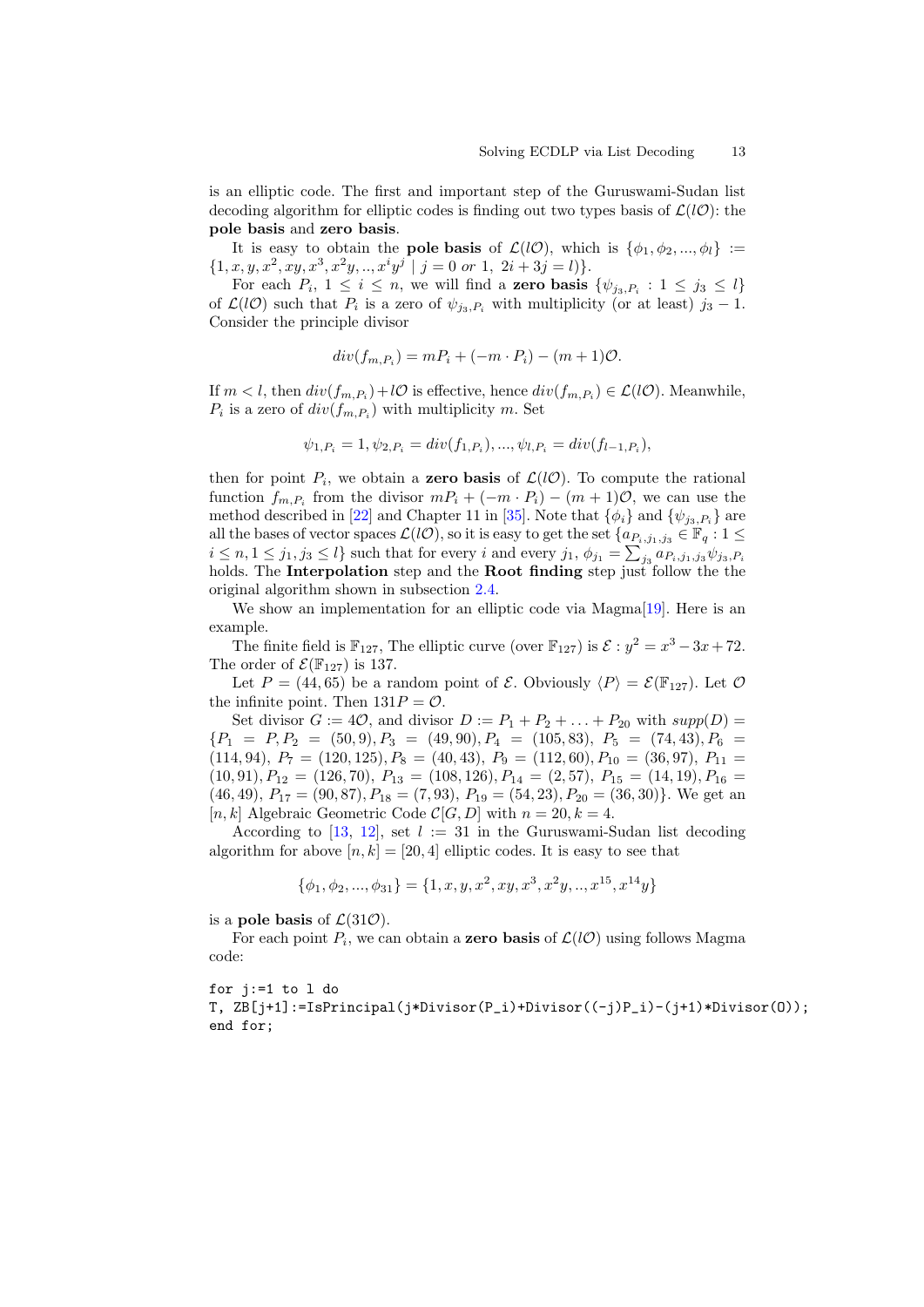is an elliptic code. The first and important step of the Guruswami-Sudan list decoding algorithm for elliptic codes is finding out two types basis of $\mathcal{L}(l\mathcal{O})$: the **pole basis** and **zero basis**.

It is easy to obtain the **pole basis** of $\mathcal{L}(l\mathcal{O})$, which is $\{\phi_1, \phi_2, ..., \phi_l\} := \{1, x, y, x^2, xy, x^3, x^2y, .., x^iy^j \mid j = 0 \text{ or } 1,\ 2i + 3j = l)\}$.

For each $P_i$, $1 \leq i \leq n$, we will find a **zero basis** $\{\psi_{j_3,P_i} : 1 \leq j_3 \leq l\}$ of $\mathcal{L}(l\mathcal{O})$ such that $P_i$ is a zero of $\psi_{j_3,P_i}$ with multiplicity (or at least) $j_3 - 1$. Consider the principle divisor

$$div(f_{m,P_i}) = mP_i + (-m \cdot P_i) - (m + 1)\mathcal{O}.$$

If $m < l$, then $div(f_{m,P_i}) + l\mathcal{O}$ is effective, hence $div(f_{m,P_i}) \in \mathcal{L}(l\mathcal{O})$. Meanwhile, $P_i$ is a zero of $div(f_{m,P_i})$ with multiplicity $m$. Set

$$\psi_{1,P_i} = 1, \psi_{2,P_i} = div(f_{1,P_i}), ..., \psi_{l,P_i} = div(f_{l-1,P_i}),$$

then for point $P_i$, we obtain a **zero basis** of $\mathcal{L}(l\mathcal{O})$. To compute the rational function $f_{m,P_i}$ from the divisor $mP_i + (-m \cdot P_i) - (m + 1)\mathcal{O}$, we can use the method described in [22] and Chapter 11 in [35]. Note that $\{\phi_i\}$ and $\{\psi_{j_3,P_i}\}$ are all the bases of vector spaces $\mathcal{L}(l\mathcal{O})$, so it is easy to get the set $\{a_{P_i,j_1,j_3} \in \mathbb{F}_q : 1 \leq i \leq n, 1 \leq j_1, j_3 \leq l\}$ such that for every $i$ and every $j_1$, $\phi_{j_1} = \sum_{j_3} a_{P_i,j_1,j_3}\psi_{j_3,P_i}$ holds. The **Interpolation** step and the **Root finding** step just follow the the original algorithm shown in subsection 2.4.

We show an implementation for an elliptic code via Magma[19]. Here is an example.

The finite field is $\mathbb{F}_{127}$, The elliptic curve (over $\mathbb{F}_{127}$) is $\mathcal{E} : y^2 = x^3 - 3x + 72$. The order of $\mathcal{E}(\mathbb{F}_{127})$ is 137.

Let $P = (44, 65)$ be a random point of $\mathcal{E}$. Obviously $\langle P\rangle = \mathcal{E}(\mathbb{F}_{127})$. Let $\mathcal{O}$ the infinite point. Then $131P = \mathcal{O}$.

Set divisor $G := 4\mathcal{O}$, and divisor $D := P_1 + P_2 + \ldots + P_{20}$ with $supp(D) = \{P_1 = P, P_2 = (50, 9), P_3 = (49, 90), P_4 = (105, 83), P_5 = (74, 43), P_6 = (114, 94), P_7 = (120, 125), P_8 = (40, 43), P_9 = (112, 60), P_{10} = (36, 97), P_{11} = (10, 91), P_{12} = (126, 70), P_{13} = (108, 126), P_{14} = (2, 57), P_{15} = (14, 19), P_{16} = (46, 49), P_{17} = (90, 87), P_{18} = (7, 93), P_{19} = (54, 23), P_{20} = (36, 30)\}$. We get an $[n, k]$ Algebraic Geometric Code $\mathcal{C}[G, D]$ with $n = 20, k = 4$.

According to [13, 12], set $l := 31$ in the Guruswami-Sudan list decoding algorithm for above $[n, k] = [20, 4]$ elliptic codes. It is easy to see that

$$\{\phi_1, \phi_2, ..., \phi_{31}\} = \{1, x, y, x^2, xy, x^3, x^2y, .., x^{15}, x^{14}y\}$$

is a **pole basis** of $\mathcal{L}(31\mathcal{O})$.

For each point $P_i$, we can obtain a **zero basis** of $\mathcal{L}(l\mathcal{O})$ using follows Magma code:

```
for j:=1 to l do
T, ZB[j+1]:=IsPrincipal(j*Divisor(P_i)+Divisor((-j)P_i)-(j+1)*Divisor(O));
end for;
```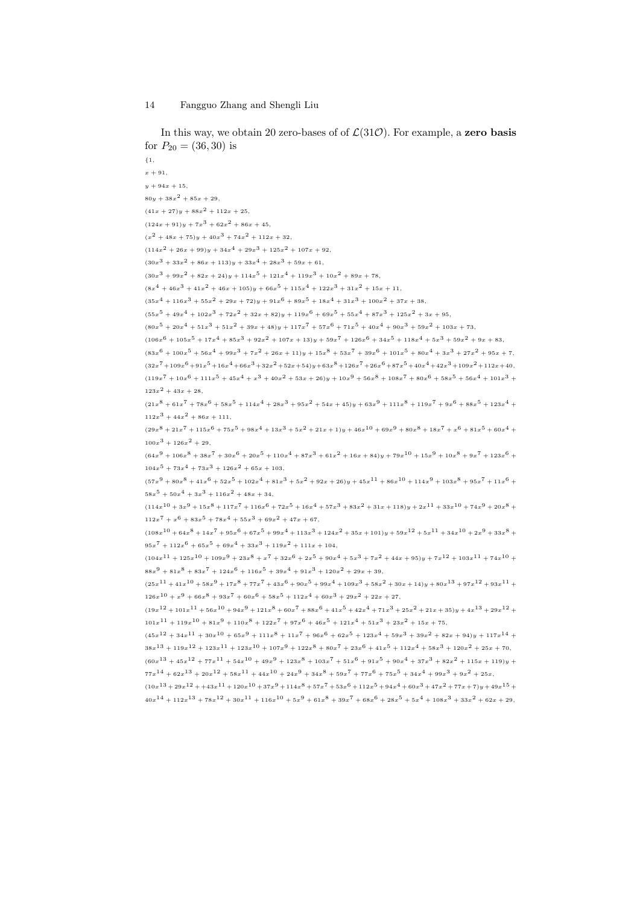In this way, we obtain 20 zero-bases of of $\mathcal{L}(31\mathcal{O})$. For example, a **zero basis** for $P_{20} = (36, 30)$ is

$\{1,$

$x + 91,$

$y + 94x + 15,$

$80y + 38x^2 + 85x + 29,$

$(41x + 27)y + 88x^2 + 112x + 25,$

$(124x + 91)y + 7x^3 + 62x^2 + 86x + 45,$

$(x^2 + 48x + 75)y + 40x^3 + 74x^2 + 112x + 32,$

$(114x^2 + 26x + 99)y + 34x^4 + 29x^3 + 125x^2 + 107x + 92,$

$(30x^3 + 33x^2 + 86x + 113)y + 33x^4 + 28x^3 + 59x + 61,$

$(30x^3 + 99x^2 + 82x + 24)y + 114x^5 + 121x^4 + 119x^3 + 10x^2 + 89x + 78,$

$(8x^4 + 46x^3 + 41x^2 + 46x + 105)y + 66x^5 + 115x^4 + 122x^3 + 31x^2 + 15x + 11,$

$(35x^4 + 116x^3 + 55x^2 + 29x + 72)y + 91x^6 + 89x^5 + 18x^4 + 31x^3 + 100x^2 + 37x + 38,$

$(55x^5 + 49x^4 + 102x^3 + 72x^2 + 32x + 82)y + 119x^6 + 69x^5 + 55x^4 + 87x^3 + 125x^2 + 3x + 95,$

$(80x^5 + 20x^4 + 51x^3 + 51x^2 + 39x + 48)y + 117x^7 + 57x^6 + 71x^5 + 40x^4 + 90x^3 + 59x^2 + 103x + 73,$

$(106x^6 + 105x^5 + 17x^4 + 85x^3 + 92x^2 + 107x + 13)y + 59x^7 + 126x^6 + 34x^5 + 118x^4 + 5x^3 + 59x^2 + 9x + 83,$

$(83x^6 + 100x^5 + 56x^4 + 99x^3 + 7x^2 + 26x + 11)y + 15x^8 + 53x^7 + 39x^6 + 101x^5 + 80x^4 + 3x^3 + 27x^2 + 95x + 7,$

$(32x^7 + 109x^6 + 91x^5 + 16x^4 + 66x^3 + 32x^2 + 52x + 54)y + 63x^8 + 126x^7 + 26x^6 + 87x^5 + 40x^4 + 42x^3 + 109x^2 + 112x + 40,$

$(119x^7 + 10x^6 + 111x^5 + 45x^4 + x^3 + 40x^2 + 53x + 26)y + 10x^9 + 56x^8 + 108x^7 + 80x^6 + 58x^5 + 56x^4 + 101x^3 + 123x^2 + 43x + 28,$

$(21x^8 + 61x^7 + 78x^6 + 58x^5 + 114x^4 + 28x^3 + 95x^2 + 54x + 45)y + 63x^9 + 111x^8 + 119x^7 + 9x^6 + 88x^5 + 123x^4 + 112x^3 + 44x^2 + 86x + 111,$

$(29x^8 + 21x^7 + 115x^6 + 75x^5 + 98x^4 + 13x^3 + 5x^2 + 21x + 1)y + 46x^{10} + 69x^9 + 80x^8 + 18x^7 + x^6 + 81x^5 + 60x^4 + 100x^3 + 126x^2 + 29,$

$(64x^9 + 106x^8 + 38x^7 + 30x^6 + 20x^5 + 110x^4 + 87x^3 + 61x^2 + 16x + 84)y + 79x^{10} + 15x^9 + 10x^8 + 9x^7 + 123x^6 + 104x^5 + 73x^4 + 73x^3 + 126x^2 + 65x + 103,$

$(57x^9 + 80x^8 + 41x^6 + 52x^5 + 102x^4 + 81x^3 + 5x^2 + 92x + 26)y + 45x^{11} + 86x^{10} + 114x^9 + 103x^8 + 95x^7 + 11x^6 + 58x^5 + 50x^4 + 3x^3 + 116x^2 + 48x + 34,$

$(114x^{10} + 3x^9 + 15x^8 + 117x^7 + 116x^6 + 72x^5 + 16x^4 + 57x^3 + 83x^2 + 31x + 118)y + 2x^{11} + 33x^{10} + 74x^9 + 20x^8 + 112x^7 + x^6 + 83x^5 + 78x^4 + 55x^3 + 69x^2 + 47x + 67,$

$(108x^{10} + 64x^8 + 14x^7 + 95x^6 + 67x^5 + 99x^4 + 113x^3 + 124x^2 + 35x + 101)y + 59x^{12} + 5x^{11} + 34x^{10} + 2x^9 + 33x^8 + 95x^7 + 112x^6 + 65x^5 + 69x^4 + 33x^3 + 119x^2 + 111x + 104,$

$(104x^{11} + 125x^{10} + 109x^9 + 23x^8 + x^7 + 32x^6 + 2x^5 + 90x^4 + 5x^3 + 7x^2 + 44x + 95)y + 7x^{12} + 103x^{11} + 74x^{10} + 88x^9 + 81x^8 + 83x^7 + 124x^6 + 116x^5 + 39x^4 + 91x^3 + 120x^2 + 29x + 39,$

$(25x^{11} + 41x^{10} + 58x^9 + 17x^8 + 77x^7 + 43x^6 + 90x^5 + 99x^4 + 109x^3 + 58x^2 + 30x + 14)y + 80x^{13} + 97x^{12} + 93x^{11} + 126x^{10} + x^9 + 66x^8 + 93x^7 + 60x^6 + 58x^5 + 112x^4 + 60x^3 + 29x^2 + 22x + 27,$

$(19x^{12} + 101x^{11} + 56x^{10} + 94x^9 + 121x^8 + 60x^7 + 88x^6 + 41x^5 + 42x^4 + 71x^3 + 25x^2 + 21x + 35)y + 4x^{13} + 29x^{12} + 101x^{11} + 119x^{10} + 81x^9 + 110x^8 + 122x^7 + 97x^6 + 46x^5 + 121x^4 + 51x^3 + 23x^2 + 15x + 75,$

$(45x^{12} + 34x^{11} + 30x^{10} + 65x^9 + 111x^8 + 11x^7 + 96x^6 + 62x^5 + 123x^4 + 59x^3 + 39x^2 + 82x + 94)y + 117x^{14} + 38x^{13} + 119x^{12} + 123x^{11} + 123x^{10} + 107x^9 + 122x^8 + 80x^7 + 23x^6 + 41x^5 + 112x^4 + 58x^3 + 120x^2 + 25x + 70,$

$(60x^{13} + 45x^{12} + 77x^{11} + 54x^{10} + 49x^9 + 123x^8 + 103x^7 + 51x^6 + 91x^5 + 90x^4 + 37x^3 + 82x^2 + 115x + 119)y + 77x^{14} + 62x^{13} + 20x^{12} + 58x^{11} + 44x^{10} + 24x^9 + 34x^8 + 59x^7 + 77x^6 + 75x^5 + 34x^4 + 99x^3 + 9x^2 + 25x,$

$(10x^{13} + 29x^{12} + 43x^{11} + 120x^{10} + 37x^9 + 114x^8 + 57x^7 + 53x^6 + 112x^5 + 94x^4 + 60x^3 + 47x^2 + 77x + 7)y + 49x^{15} + 40x^{14} + 112x^{13} + 78x^{12} + 30x^{11} + 116x^{10} + 5x^9 + 61x^8 + 39x^7 + 68x^6 + 28x^5 + 5x^4 + 108x^3 + 33x^2 + 62x + 29,$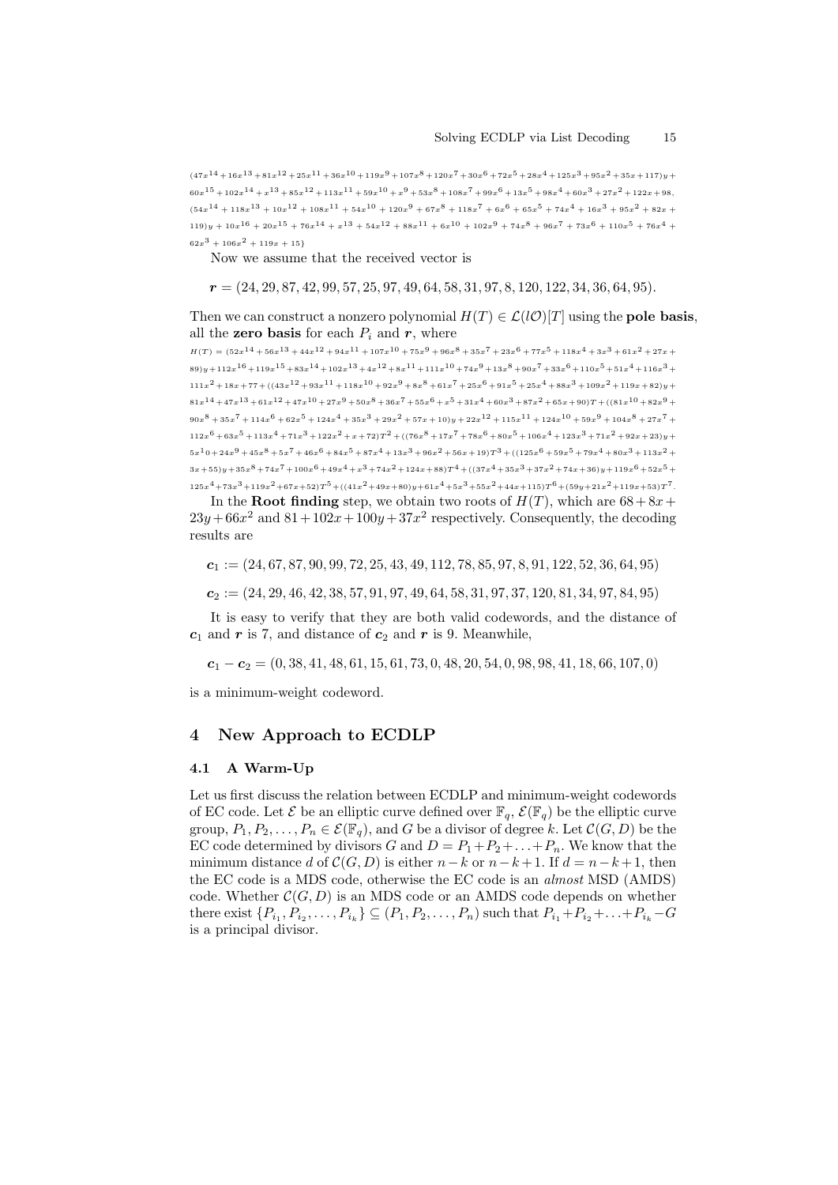$(47x^{14}+16x^{13}+81x^{12}+25x^{11}+36x^{10}+119x^9+107x^8+120x^7+30x^6+72x^5+28x^4+125x^3+95x^2+35x+117)y+60x^{15}+102x^{14}+x^{13}+85x^{12}+113x^{11}+59x^{10}+x^9+53x^8+108x^7+99x^6+13x^5+98x^4+60x^3+27x^2+122x+98,$ $(54x^{14}+118x^{13}+10x^{12}+108x^{11}+54x^{10}+120x^9+67x^8+118x^7+6x^6+65x^5+74x^4+16x^3+95x^2+82x+119)y+10x^{16}+20x^{15}+76x^{14}+x^{13}+54x^{12}+88x^{11}+6x^{10}+102x^9+74x^8+96x^7+73x^6+110x^5+76x^4+62x^3+106x^2+119x+15\}$

Now we assume that the received vector is

$$\boldsymbol{r} = (24, 29, 87, 42, 99, 57, 25, 97, 49, 64, 58, 31, 97, 8, 120, 122, 34, 36, 64, 95).$$

Then we can construct a nonzero polynomial $H(T) \in \mathcal{L}(l\mathcal{O})[T]$ using the **pole basis**, all the **zero basis** for each $P_i$ and $\boldsymbol{r}$, where

$H(T) = (52x^{14}+56x^{13}+44x^{12}+94x^{11}+107x^{10}+75x^9+96x^8+35x^7+23x^6+77x^5+118x^4+3x^3+61x^2+27x+89)y+112x^{16}+119x^{15}+83x^{14}+102x^{13}+4x^{12}+8x^{11}+111x^{10}+74x^9+13x^8+90x^7+33x^6+110x^5+51x^4+116x^3+111x^2+18x+77+((43x^{12}+93x^{11}+118x^{10}+92x^9+8x^8+61x^7+25x^6+91x^5+25x^4+88x^3+109x^2+119x+82)y+81x^{14}+47x^{13}+61x^{12}+47x^{10}+27x^9+50x^8+36x^7+55x^6+x^5+31x^4+60x^3+87x^2+65x+90)T+((81x^{10}+82x^9+90x^8+35x^7+114x^6+62x^5+124x^4+35x^3+29x^2+57x+10)y+22x^{12}+115x^{11}+124x^{10}+59x^9+104x^8+27x^7+112x^6+63x^5+113x^4+71x^3+122x^2+x+72)T^2+((76x^8+17x^7+78x^6+80x^5+106x^4+123x^3+71x^2+92x+23)y+5x^10+24x^9+45x^8+5x^7+46x^6+84x^5+87x^4+13x^3+96x^2+56x+19)T^3+((125x^6+59x^5+79x^4+80x^3+113x^2+3x+55)y+35x^8+74x^7+100x^6+49x^4+x^3+74x^2+124x+88)T^4+((37x^4+35x^3+37x^2+74x+36)y+119x^6+52x^5+125x^4+73x^3+119x^2+67x+52)T^5+((41x^2+49x+80)y+61x^4+5x^3+55x^2+44x+115)T^6+(59y+21x^2+119x+53)T^7.$

In the **Root finding** step, we obtain two roots of $H(T)$, which are $68+8x+23y+66x^2$ and $81+102x+100y+37x^2$ respectively. Consequently, the decoding results are

$$\boldsymbol{c}_1 := (24, 67, 87, 90, 99, 72, 25, 43, 49, 112, 78, 85, 97, 8, 91, 122, 52, 36, 64, 95)$$

$$\boldsymbol{c}_2 := (24, 29, 46, 42, 38, 57, 91, 97, 49, 64, 58, 31, 97, 37, 120, 81, 34, 97, 84, 95)$$

It is easy to verify that they are both valid codewords, and the distance of $\boldsymbol{c}_1$ and $\boldsymbol{r}$ is 7, and distance of $\boldsymbol{c}_2$ and $\boldsymbol{r}$ is 9. Meanwhile,

$$\boldsymbol{c}_1 - \boldsymbol{c}_2 = (0, 38, 41, 48, 61, 15, 61, 73, 0, 48, 20, 54, 0, 98, 98, 41, 18, 66, 107, 0)$$

is a minimum-weight codeword.

## 4 New Approach to ECDLP

### 4.1 A Warm-Up

Let us first discuss the relation between ECDLP and minimum-weight codewords of EC code. Let $\mathcal{E}$ be an elliptic curve defined over $\mathbb{F}_q$, $\mathcal{E}(\mathbb{F}_q)$ be the elliptic curve group, $P_1, P_2, \ldots, P_n \in \mathcal{E}(\mathbb{F}_q)$, and $G$ be a divisor of degree $k$. Let $\mathcal{C}(G, D)$ be the EC code determined by divisors $G$ and $D = P_1 + P_2 + \ldots + P_n$. We know that the minimum distance $d$ of $\mathcal{C}(G, D)$ is either $n-k$ or $n-k+1$. If $d = n-k+1$, then the EC code is a MDS code, otherwise the EC code is an *almost* MSD (AMDS) code. Whether $\mathcal{C}(G, D)$ is an MDS code or an AMDS code depends on whether there exist $\{P_{i_1}, P_{i_2}, \ldots, P_{i_k}\} \subseteq (P_1, P_2, \ldots, P_n)$ such that $P_{i_1} + P_{i_2} + \ldots + P_{i_k} - G$ is a principal divisor.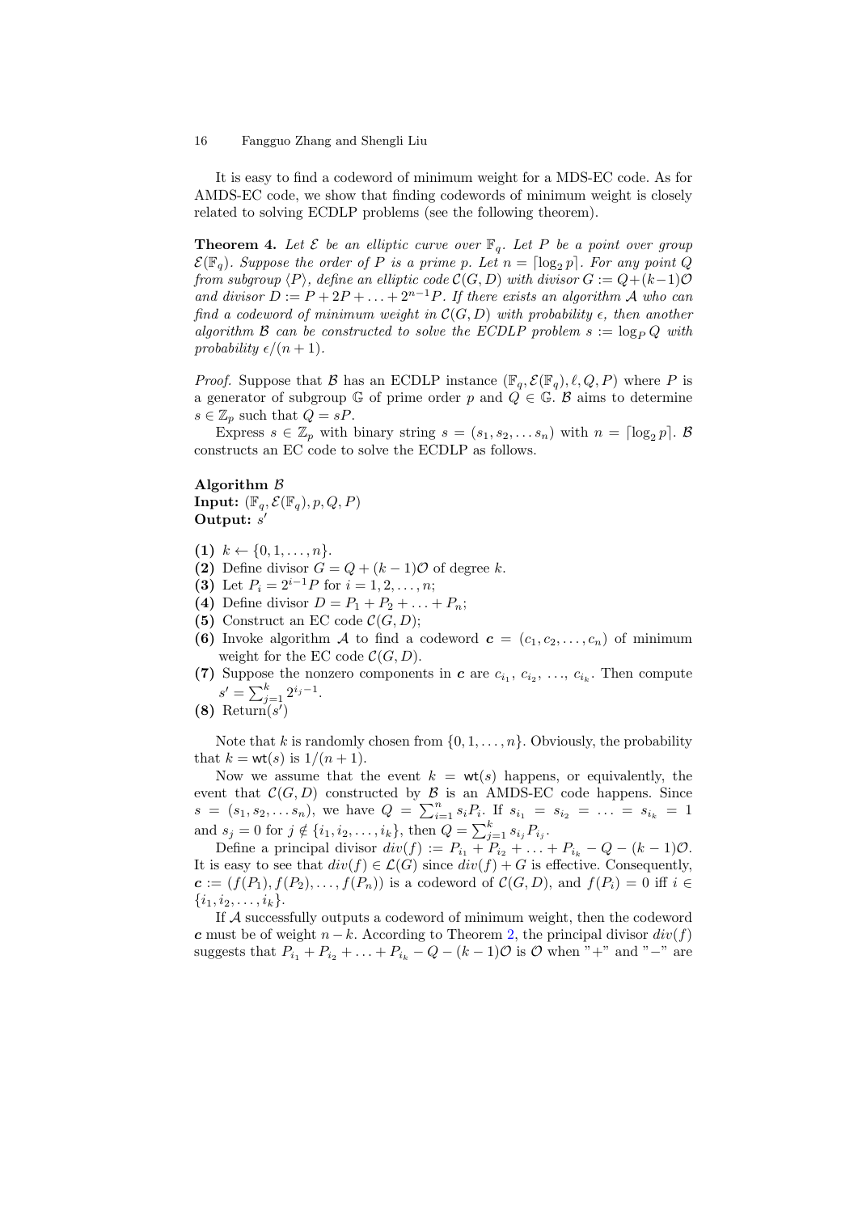It is easy to find a codeword of minimum weight for a MDS-EC code. As for AMDS-EC code, we show that finding codewords of minimum weight is closely related to solving ECDLP problems (see the following theorem).

**Theorem 4.** *Let $\mathcal{E}$ be an elliptic curve over $\mathbb{F}_q$. Let $P$ be a point over group $\mathcal{E}(\mathbb{F}_q)$. Suppose the order of $P$ is a prime $p$. Let $n = \lceil \log_2 p \rceil$. For any point $Q$ from subgroup $\langle P \rangle$, define an elliptic code $\mathcal{C}(G, D)$ with divisor $G := Q + (k-1)\mathcal{O}$ and divisor $D := P + 2P + \ldots + 2^{n-1}P$. If there exists an algorithm $\mathcal{A}$ who can find a codeword of minimum weight in $\mathcal{C}(G, D)$ with probability $\epsilon$, then another algorithm $\mathcal{B}$ can be constructed to solve the ECDLP problem $s := \log_P Q$ with probability $\epsilon/(n+1)$.*

*Proof.* Suppose that $\mathcal{B}$ has an ECDLP instance $(\mathbb{F}_q, \mathcal{E}(\mathbb{F}_q), \ell, Q, P)$ where $P$ is a generator of subgroup $\mathbb{G}$ of prime order $p$ and $Q \in \mathbb{G}$. $\mathcal{B}$ aims to determine $s \in \mathbb{Z}_p$ such that $Q = sP$.

Express $s \in \mathbb{Z}_p$ with binary string $s = (s_1, s_2, \ldots s_n)$ with $n = \lceil \log_2 p \rceil$. $\mathcal{B}$ constructs an EC code to solve the ECDLP as follows.

**Algorithm $\mathcal{B}$**
**Input:** $(\mathbb{F}_q, \mathcal{E}(\mathbb{F}_q), p, Q, P)$
**Output:** $s'$

- **(1)** $k \leftarrow \{0, 1, \ldots, n\}$.
- **(2)** Define divisor $G = Q + (k-1)\mathcal{O}$ of degree $k$.
- **(3)** Let $P_i = 2^{i-1}P$ for $i = 1, 2, \ldots, n$;
- **(4)** Define divisor $D = P_1 + P_2 + \ldots + P_n$;
- **(5)** Construct an EC code $\mathcal{C}(G, D)$;
- **(6)** Invoke algorithm $\mathcal{A}$ to find a codeword $\boldsymbol{c} = (c_1, c_2, \ldots, c_n)$ of minimum weight for the EC code $\mathcal{C}(G, D)$.
- **(7)** Suppose the nonzero components in $\boldsymbol{c}$ are $c_{i_1}, c_{i_2}, \ldots, c_{i_k}$. Then compute $s' = \sum_{j=1}^{k} 2^{i_j - 1}$.
- **(8)** Return$(s')$

Note that $k$ is randomly chosen from $\{0, 1, \ldots, n\}$. Obviously, the probability that $k = \mathsf{wt}(s)$ is $1/(n+1)$.

Now we assume that the event $k = \mathsf{wt}(s)$ happens, or equivalently, the event that $\mathcal{C}(G, D)$ constructed by $\mathcal{B}$ is an AMDS-EC code happens. Since $s = (s_1, s_2, \ldots s_n)$, we have $Q = \sum_{i=1}^{n} s_i P_i$. If $s_{i_1} = s_{i_2} = \ldots = s_{i_k} = 1$ and $s_j = 0$ for $j \notin \{i_1, i_2, \ldots, i_k\}$, then $Q = \sum_{j=1}^{k} s_{i_j} P_{i_j}$.

Define a principal divisor $div(f) := P_{i_1} + P_{i_2} + \ldots + P_{i_k} - Q - (k-1)\mathcal{O}$. It is easy to see that $div(f) \in \mathcal{L}(G)$ since $div(f) + G$ is effective. Consequently, $\boldsymbol{c} := (f(P_1), f(P_2), \ldots, f(P_n))$ is a codeword of $\mathcal{C}(G, D)$, and $f(P_i) = 0$ iff $i \in \{i_1, i_2, \ldots, i_k\}$.

If $\mathcal{A}$ successfully outputs a codeword of minimum weight, then the codeword $\boldsymbol{c}$ must be of weight $n - k$. According to Theorem 2, the principal divisor $div(f)$ suggests that $P_{i_1} + P_{i_2} + \ldots + P_{i_k} - Q - (k-1)\mathcal{O}$ is $\mathcal{O}$ when "+" and "−" are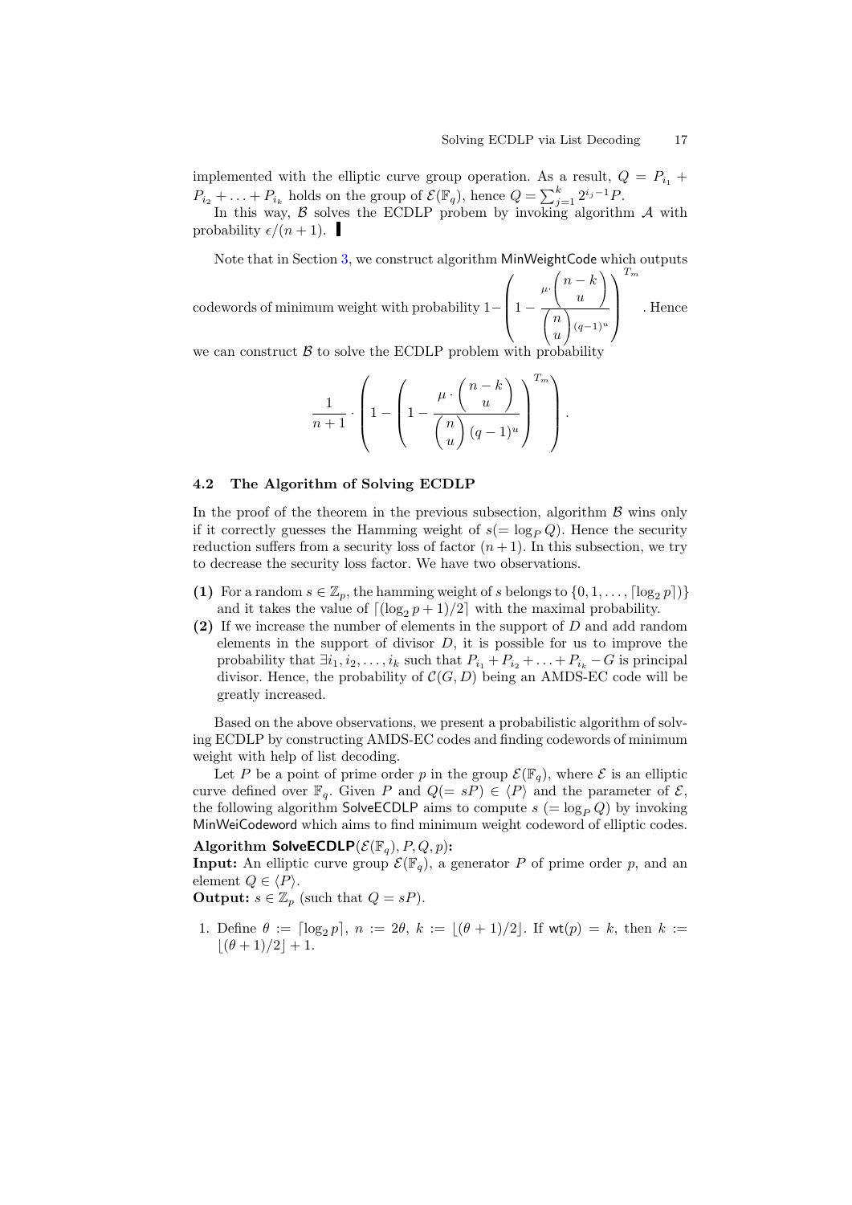implemented with the elliptic curve group operation. As a result, $Q = P_{i_1} + P_{i_2} + \ldots + P_{i_k}$ holds on the group of $\mathcal{E}(\mathbb{F}_q)$, hence $Q = \sum_{j=1}^{k} 2^{i_j - 1} P$.

In this way, $\mathcal{B}$ solves the ECDLP probem by invoking algorithm $\mathcal{A}$ with probability $\epsilon/(n+1)$. ∎

Note that in Section 3, we construct algorithm MinWeightCode which outputs codewords of minimum weight with probability $1 - \left(1 - \frac{\mu \cdot \binom{n-k}{u}}{\binom{n}{u}(q-1)^u}\right)^{T_m}$. Hence we can construct $\mathcal{B}$ to solve the ECDLP problem with probability

$$\frac{1}{n+1} \cdot \left(1 - \left(1 - \frac{\mu \cdot \binom{n-k}{u}}{\binom{n}{u}(q-1)^u}\right)^{T_m}\right).$$

### 4.2 The Algorithm of Solving ECDLP

In the proof of the theorem in the previous subsection, algorithm $\mathcal{B}$ wins only if it correctly guesses the Hamming weight of $s (= \log_P Q)$. Hence the security reduction suffers from a security loss of factor $(n+1)$. In this subsection, we try to decrease the security loss factor. We have two observations.

**(1)** For a random $s \in \mathbb{Z}_p$, the hamming weight of $s$ belongs to $\{0, 1, \ldots, \lceil \log_2 p \rceil)\}$ and it takes the value of $\lceil (\log_2 p + 1)/2 \rceil$ with the maximal probability.

**(2)** If we increase the number of elements in the support of $D$ and add random elements in the support of divisor $D$, it is possible for us to improve the probability that $\exists i_1, i_2, \ldots, i_k$ such that $P_{i_1} + P_{i_2} + \ldots + P_{i_k} - G$ is principal divisor. Hence, the probability of $\mathcal{C}(G, D)$ being an AMDS-EC code will be greatly increased.

Based on the above observations, we present a probabilistic algorithm of solving ECDLP by constructing AMDS-EC codes and finding codewords of minimum weight with help of list decoding.

Let $P$ be a point of prime order $p$ in the group $\mathcal{E}(\mathbb{F}_q)$, where $\mathcal{E}$ is an elliptic curve defined over $\mathbb{F}_q$. Given $P$ and $Q (= sP) \in \langle P \rangle$ and the parameter of $\mathcal{E}$, the following algorithm SolveECDLP aims to compute $s$ ($= \log_P Q$) by invoking MinWeiCodeword which aims to find minimum weight codeword of elliptic codes.

**Algorithm SolveECDLP$(\mathcal{E}(\mathbb{F}_q), P, Q, p)$:**

**Input:** An elliptic curve group $\mathcal{E}(\mathbb{F}_q)$, a generator $P$ of prime order $p$, and an element $Q \in \langle P \rangle$.

**Output:** $s \in \mathbb{Z}_p$ (such that $Q = sP$).

1. Define $\theta := \lceil \log_2 p \rceil$, $n := 2\theta$, $k := \lfloor (\theta + 1)/2 \rfloor$. If $\mathsf{wt}(p) = k$, then $k := \lfloor (\theta + 1)/2 \rfloor + 1$.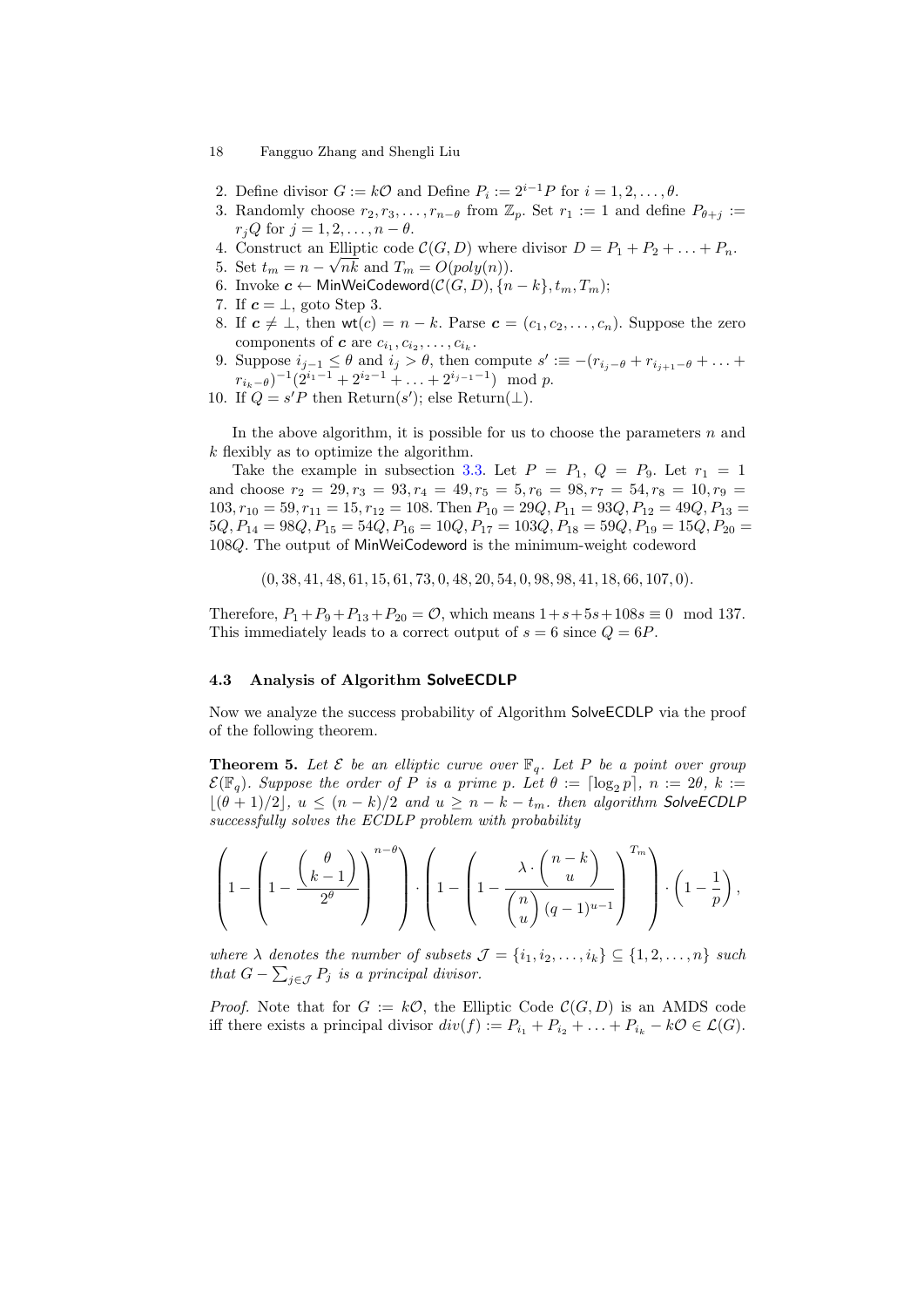2. Define divisor $G := k\mathcal{O}$ and Define $P_i := 2^{i-1}P$ for $i = 1, 2, \ldots, \theta$.
3. Randomly choose $r_2, r_3, \ldots, r_{n-\theta}$ from $\mathbb{Z}_p$. Set $r_1 := 1$ and define $P_{\theta+j} := r_j Q$ for $j = 1, 2, \ldots, n-\theta$.
4. Construct an Elliptic code $\mathcal{C}(G, D)$ where divisor $D = P_1 + P_2 + \ldots + P_n$.
5. Set $t_m = n - \sqrt{nk}$ and $T_m = O(poly(n))$.
6. Invoke $\boldsymbol{c} \leftarrow \mathsf{MinWeiCodeword}(\mathcal{C}(G, D), \{n-k\}, t_m, T_m)$;
7. If $\boldsymbol{c} = \perp$, goto Step 3.
8. If $\boldsymbol{c} \neq \perp$, then $\mathsf{wt}(c) = n - k$. Parse $\boldsymbol{c} = (c_1, c_2, \ldots, c_n)$. Suppose the zero components of $\boldsymbol{c}$ are $c_{i_1}, c_{i_2}, \ldots, c_{i_k}$.
9. Suppose $i_{j-1} \leq \theta$ and $i_j > \theta$, then compute $s' :\equiv -(r_{i_j-\theta} + r_{i_{j+1}-\theta} + \ldots + r_{i_k-\theta})^{-1}(2^{i_1-1} + 2^{i_2-1} + \ldots + 2^{i_{j-1}-1}) \mod p$.
10. If $Q = s'P$ then Return($s'$); else Return($\perp$).

In the above algorithm, it is possible for us to choose the parameters $n$ and $k$ flexibly as to optimize the algorithm.

Take the example in subsection 3.3. Let $P = P_1$, $Q = P_9$. Let $r_1 = 1$ and choose $r_2 = 29, r_3 = 93, r_4 = 49, r_5 = 5, r_6 = 98, r_7 = 54, r_8 = 10, r_9 = 103, r_{10} = 59, r_{11} = 15, r_{12} = 108$. Then $P_{10} = 29Q, P_{11} = 93Q, P_{12} = 49Q, P_{13} = 5Q, P_{14} = 98Q, P_{15} = 54Q, P_{16} = 10Q, P_{17} = 103Q, P_{18} = 59Q, P_{19} = 15Q, P_{20} = 108Q$. The output of $\mathsf{MinWeiCodeword}$ is the minimum-weight codeword

$$(0, 38, 41, 48, 61, 15, 61, 73, 0, 48, 20, 54, 0, 98, 98, 41, 18, 66, 107, 0).$$

Therefore, $P_1 + P_9 + P_{13} + P_{20} = \mathcal{O}$, which means $1 + s + 5s + 108s \equiv 0 \mod 137$. This immediately leads to a correct output of $s = 6$ since $Q = 6P$.

### 4.3 Analysis of Algorithm SolveECDLP

Now we analyze the success probability of Algorithm $\mathsf{SolveECDLP}$ via the proof of the following theorem.

**Theorem 5.** *Let $\mathcal{E}$ be an elliptic curve over $\mathbb{F}_q$. Let $P$ be a point over group $\mathcal{E}(\mathbb{F}_q)$. Suppose the order of $P$ is a prime $p$. Let $\theta := \lceil \log_2 p \rceil$, $n := 2\theta$, $k := \lfloor (\theta+1)/2 \rfloor$, $u \leq (n-k)/2$ and $u \geq n - k - t_m$. then algorithm $\mathsf{SolveECDLP}$ successfully solves the ECDLP problem with probability*

$$\left(1 - \left(1 - \frac{\binom{\theta}{k-1}}{2^\theta}\right)^{n-\theta}\right) \cdot \left(1 - \left(1 - \frac{\lambda \cdot \binom{n-k}{u}}{\binom{n}{u}(q-1)^{u-1}}\right)^{T_m}\right) \cdot \left(1 - \frac{1}{p}\right),$$

*where $\lambda$ denotes the number of subsets $\mathcal{J} = \{i_1, i_2, \ldots, i_k\} \subseteq \{1, 2, \ldots, n\}$ such that $G - \sum_{j \in \mathcal{J}} P_j$ is a principal divisor.*

*Proof.* Note that for $G := k\mathcal{O}$, the Elliptic Code $\mathcal{C}(G, D)$ is an AMDS code iff there exists a principal divisor $div(f) := P_{i_1} + P_{i_2} + \ldots + P_{i_k} - k\mathcal{O} \in \mathcal{L}(G)$.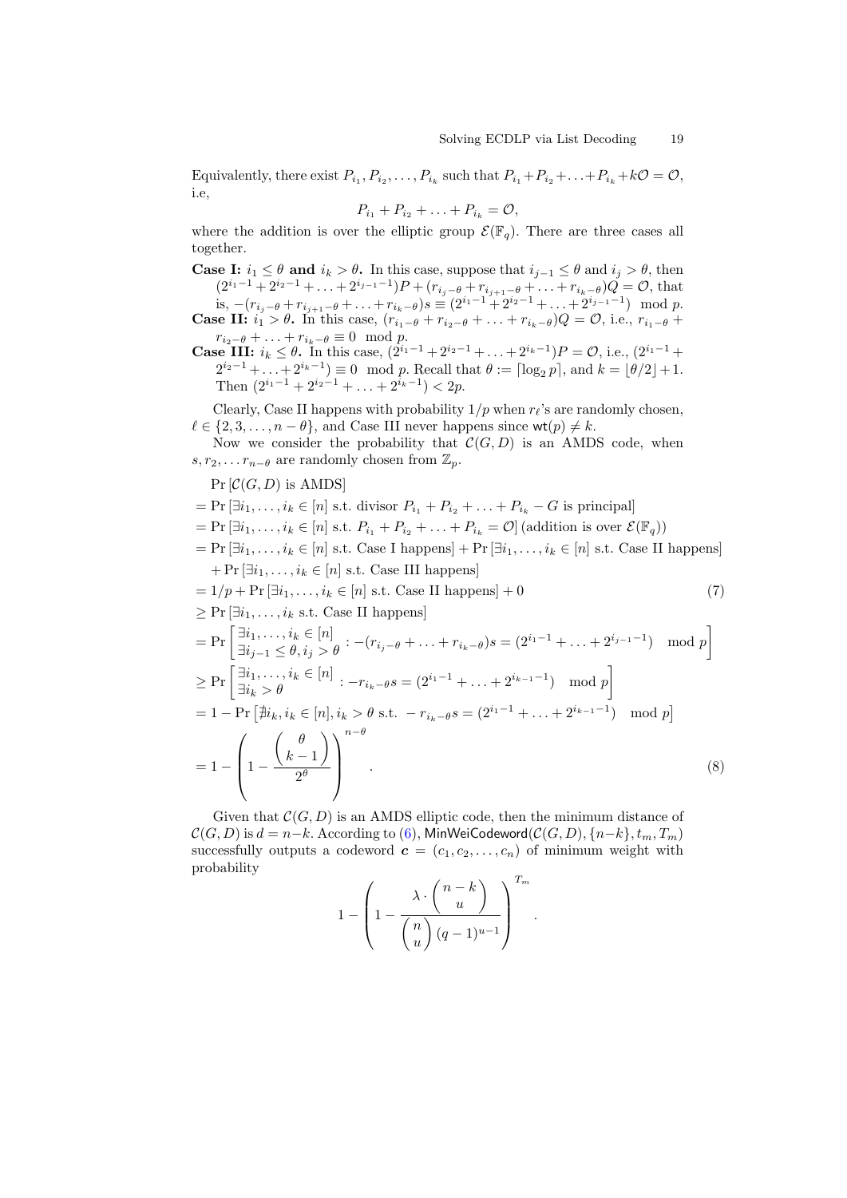Equivalently, there exist $P_{i_1}, P_{i_2}, \ldots, P_{i_k}$ such that $P_{i_1} + P_{i_2} + \ldots + P_{i_k} + k\mathcal{O} = \mathcal{O}$, i.e,

$$P_{i_1} + P_{i_2} + \ldots + P_{i_k} = \mathcal{O},$$

where the addition is over the elliptic group $\mathcal{E}(\mathbb{F}_q)$. There are three cases all together.

**Case I:** $i_1 \leq \theta$ **and** $i_k > \theta$**.** In this case, suppose that $i_{j-1} \leq \theta$ and $i_j > \theta$, then $(2^{i_1-1} + 2^{i_2-1} + \ldots + 2^{i_{j-1}-1})P + (r_{i_j-\theta} + r_{i_{j+1}-\theta} + \ldots + r_{i_k-\theta})Q = \mathcal{O}$, that is, $-(r_{i_j-\theta} + r_{i_{j+1}-\theta} + \ldots + r_{i_k-\theta})s \equiv (2^{i_1-1} + 2^{i_2-1} + \ldots + 2^{i_{j-1}-1}) \mod p$.

**Case II:** $i_1 > \theta$**.** In this case, $(r_{i_1-\theta} + r_{i_2-\theta} + \ldots + r_{i_k-\theta})Q = \mathcal{O}$, i.e., $r_{i_1-\theta} + r_{i_2-\theta} + \ldots + r_{i_k-\theta} \equiv 0 \mod p$.

**Case III:** $i_k \leq \theta$**.** In this case, $(2^{i_1-1} + 2^{i_2-1} + \ldots + 2^{i_k-1})P = \mathcal{O}$, i.e., $(2^{i_1-1} + 2^{i_2-1} + \ldots + 2^{i_k-1}) \equiv 0 \mod p$. Recall that $\theta := \lceil \log_2 p \rceil$, and $k = \lfloor \theta/2 \rfloor + 1$. Then $(2^{i_1-1} + 2^{i_2-1} + \ldots + 2^{i_k-1}) < 2p$.

Clearly, Case II happens with probability $1/p$ when $r_\ell$'s are randomly chosen, $\ell \in \{2, 3, \ldots, n-\theta\}$, and Case III never happens since $\mathsf{wt}(p) \neq k$.

Now we consider the probability that $\mathcal{C}(G, D)$ is an AMDS code, when $s, r_2, \ldots r_{n-\theta}$ are randomly chosen from $\mathbb{Z}_p$.

$$\begin{aligned}
&\Pr[\mathcal{C}(G, D) \text{ is AMDS}] \\
&= \Pr[\exists i_1, \ldots, i_k \in [n] \text{ s.t. divisor } P_{i_1} + P_{i_2} + \ldots + P_{i_k} - G \text{ is principal}] \\
&= \Pr[\exists i_1, \ldots, i_k \in [n] \text{ s.t. } P_{i_1} + P_{i_2} + \ldots + P_{i_k} = \mathcal{O}] \text{ (addition is over } \mathcal{E}(\mathbb{F}_q)) \\
&= \Pr[\exists i_1, \ldots, i_k \in [n] \text{ s.t. Case I happens}] + \Pr[\exists i_1, \ldots, i_k \in [n] \text{ s.t. Case II happens}] \\
&\quad + \Pr[\exists i_1, \ldots, i_k \in [n] \text{ s.t. Case III happens}] \\
&= 1/p + \Pr[\exists i_1, \ldots, i_k \in [n] \text{ s.t. Case II happens}] + 0 \qquad (7) \\
&\geq \Pr[\exists i_1, \ldots, i_k \text{ s.t. Case II happens}] \\
&= \Pr\left[\begin{matrix}\exists i_1, \ldots, i_k \in [n] \\ \exists i_{j-1} \leq \theta, i_j > \theta\end{matrix} : -(r_{i_j-\theta} + \ldots + r_{i_k-\theta})s = (2^{i_1-1} + \ldots + 2^{i_{j-1}-1}) \mod p\right] \\
&\geq \Pr\left[\begin{matrix}\exists i_1, \ldots, i_k \in [n] \\ \exists i_k > \theta\end{matrix} : -r_{i_k-\theta}s = (2^{i_1-1} + \ldots + 2^{i_{k-1}-1}) \mod p\right] \\
&= 1 - \Pr\left[\nexists i_k, i_k \in [n], i_k > \theta \text{ s.t. } -r_{i_k-\theta}s = (2^{i_1-1} + \ldots + 2^{i_{k-1}-1}) \mod p\right] \\
&= 1 - \left(1 - \frac{\binom{\theta}{k-1}}{2^\theta}\right)^{n-\theta}. \qquad (8)
\end{aligned}$$

Given that $\mathcal{C}(G, D)$ is an AMDS elliptic code, then the minimum distance of $\mathcal{C}(G, D)$ is $d = n-k$. According to (6), $\mathsf{MinWeiCodeword}(\mathcal{C}(G, D), \{n-k\}, t_m, T_m)$ successfully outputs a codeword $\boldsymbol{c} = (c_1, c_2, \ldots, c_n)$ of minimum weight with probability

$$1 - \left(1 - \frac{\lambda \cdot \binom{n-k}{u}}{\binom{n}{u}(q-1)^{u-1}}\right)^{T_m}.$$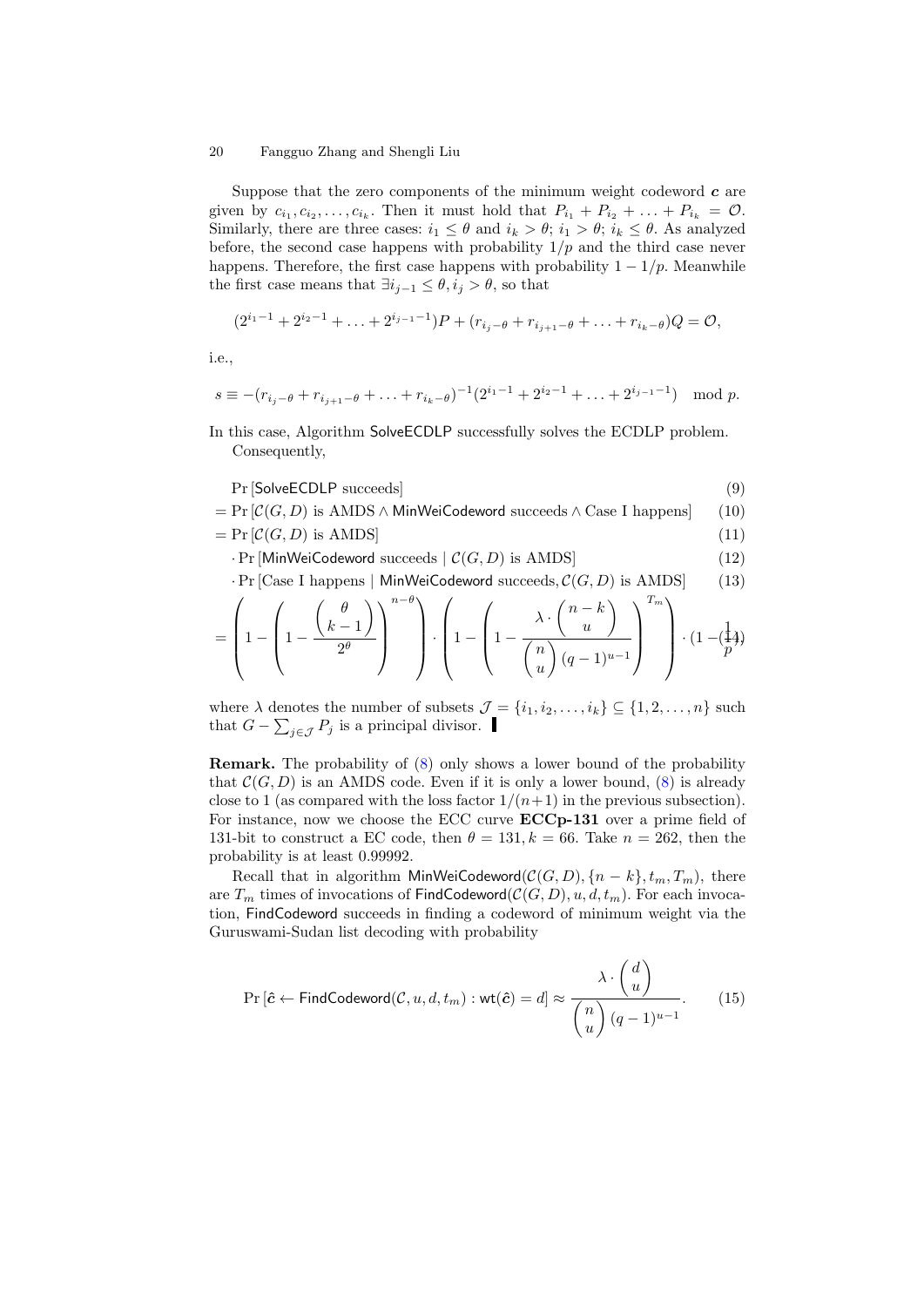Suppose that the zero components of the minimum weight codeword $\boldsymbol{c}$ are given by $c_{i_1}, c_{i_2}, \ldots, c_{i_k}$. Then it must hold that $P_{i_1} + P_{i_2} + \ldots + P_{i_k} = \mathcal{O}$. Similarly, there are three cases: $i_1 \le \theta$ and $i_k > \theta$; $i_1 > \theta$; $i_k \le \theta$. As analyzed before, the second case happens with probability $1/p$ and the third case never happens. Therefore, the first case happens with probability $1 - 1/p$. Meanwhile the first case means that $\exists i_{j-1} \le \theta, i_j > \theta$, so that

$$(2^{i_1-1} + 2^{i_2-1} + \ldots + 2^{i_{j-1}-1})P + (r_{i_j-\theta} + r_{i_{j+1}-\theta} + \ldots + r_{i_k-\theta})Q = \mathcal{O},$$

i.e.,

$$s \equiv -(r_{i_j-\theta} + r_{i_{j+1}-\theta} + \ldots + r_{i_k-\theta})^{-1}(2^{i_1-1} + 2^{i_2-1} + \ldots + 2^{i_{j-1}-1}) \mod p.$$

In this case, Algorithm SolveECDLP successfully solves the ECDLP problem.

Consequently,

$$
\begin{aligned}
& \Pr[\textsf{SolveECDLP succeeds}] && (9)\\
&= \Pr[\mathcal{C}(G,D) \text{ is AMDS} \wedge \textsf{MinWeiCodeword succeeds} \wedge \text{Case I happens}] && (10)\\
&= \Pr[\mathcal{C}(G,D) \text{ is AMDS}] && (11)\\
&\quad \cdot \Pr[\textsf{MinWeiCodeword succeeds} \mid \mathcal{C}(G,D) \text{ is AMDS}] && (12)\\
&\quad \cdot \Pr[\text{Case I happens} \mid \textsf{MinWeiCodeword succeeds}, \mathcal{C}(G,D) \text{ is AMDS}] && (13)\\
&= \left(1 - \left(1 - \frac{\binom{\theta}{k-1}}{2^\theta}\right)^{n-\theta}\right) \cdot \left(1 - \left(1 - \frac{\lambda \cdot \binom{n-k}{u}}{\binom{n}{u}(q-1)^{u-1}}\right)^{T_m}\right) \cdot \left(1 - \frac{1}{p}\right) && (14)
\end{aligned}
$$

where $\lambda$ denotes the number of subsets $\mathcal{J} = \{i_1, i_2, \ldots, i_k\} \subseteq \{1, 2, \ldots, n\}$ such that $G - \sum_{j \in \mathcal{J}} P_j$ is a principal divisor. ▌

**Remark.** The probability of (8) only shows a lower bound of the probability that $\mathcal{C}(G,D)$ is an AMDS code. Even if it is only a lower bound, (8) is already close to 1 (as compared with the loss factor $1/(n+1)$ in the previous subsection). For instance, now we choose the ECC curve **ECCp-131** over a prime field of 131-bit to construct a EC code, then $\theta = 131, k = 66$. Take $n = 262$, then the probability is at least 0.99992.

Recall that in algorithm $\textsf{MinWeiCodeword}(\mathcal{C}(G,D), \{n-k\}, t_m, T_m)$, there are $T_m$ times of invocations of $\textsf{FindCodeword}(\mathcal{C}(G,D), u, d, t_m)$. For each invocation, FindCodeword succeeds in finding a codeword of minimum weight via the Guruswami-Sudan list decoding with probability

$$\Pr[\hat{\boldsymbol{c}} \leftarrow \textsf{FindCodeword}(\mathcal{C}, u, d, t_m) : \textsf{wt}(\hat{\boldsymbol{c}}) = d] \approx \frac{\lambda \cdot \binom{d}{u}}{\binom{n}{u}(q-1)^{u-1}}. \quad (15)$$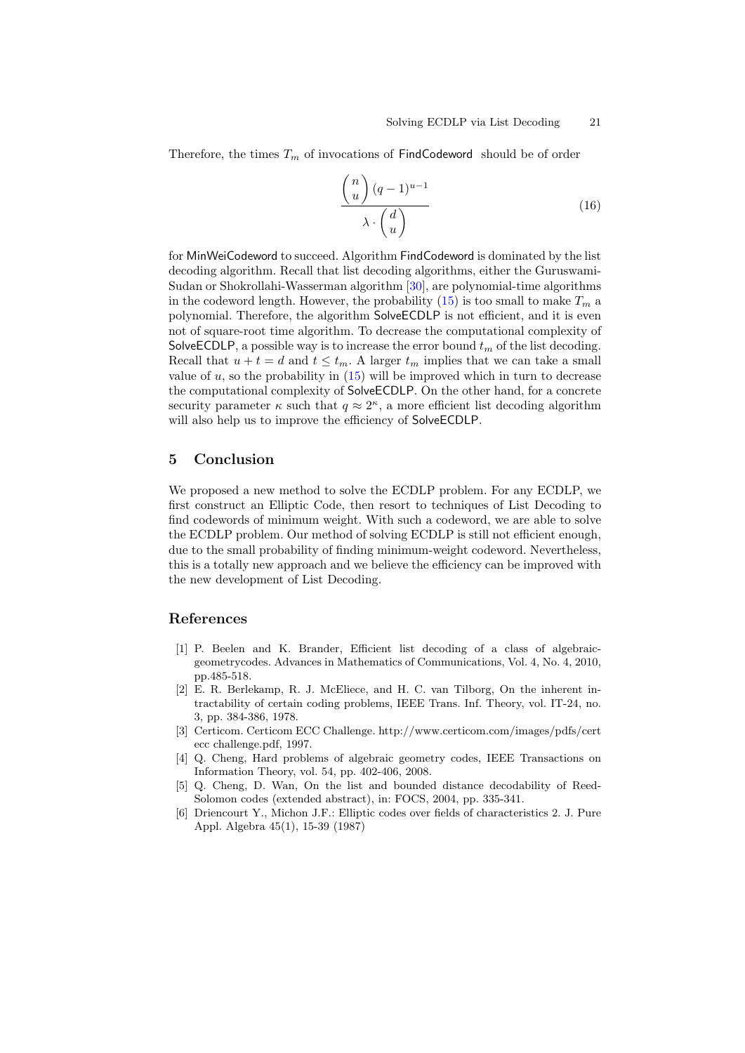Therefore, the times $T_m$ of invocations of FindCodeword should be of order

$$\frac{\binom{n}{u}(q-1)^{u-1}}{\lambda \cdot \binom{d}{u}} \tag{16}$$

for MinWeiCodeword to succeed. Algorithm FindCodeword is dominated by the list decoding algorithm. Recall that list decoding algorithms, either the Guruswami-Sudan or Shokrollahi-Wasserman algorithm [30], are polynomial-time algorithms in the codeword length. However, the probability (15) is too small to make $T_m$ a polynomial. Therefore, the algorithm SolveECDLP is not efficient, and it is even not of square-root time algorithm. To decrease the computational complexity of SolveECDLP, a possible way is to increase the error bound $t_m$ of the list decoding. Recall that $u + t = d$ and $t \leq t_m$. A larger $t_m$ implies that we can take a small value of $u$, so the probability in (15) will be improved which in turn to decrease the computational complexity of SolveECDLP. On the other hand, for a concrete security parameter $\kappa$ such that $q \approx 2^{\kappa}$, a more efficient list decoding algorithm will also help us to improve the efficiency of SolveECDLP.

## 5 Conclusion

We proposed a new method to solve the ECDLP problem. For any ECDLP, we first construct an Elliptic Code, then resort to techniques of List Decoding to find codewords of minimum weight. With such a codeword, we are able to solve the ECDLP problem. Our method of solving ECDLP is still not efficient enough, due to the small probability of finding minimum-weight codeword. Nevertheless, this is a totally new approach and we believe the efficiency can be improved with the new development of List Decoding.

## References

[1] P. Beelen and K. Brander, Efficient list decoding of a class of algebraic-geometrycodes. Advances in Mathematics of Communications, Vol. 4, No. 4, 2010, pp.485-518.

[2] E. R. Berlekamp, R. J. McEliece, and H. C. van Tilborg, On the inherent intractability of certain coding problems, IEEE Trans. Inf. Theory, vol. IT-24, no. 3, pp. 384-386, 1978.

[3] Certicom. Certicom ECC Challenge. http://www.certicom.com/images/pdfs/cert ecc challenge.pdf, 1997.

[4] Q. Cheng, Hard problems of algebraic geometry codes, IEEE Transactions on Information Theory, vol. 54, pp. 402-406, 2008.

[5] Q. Cheng, D. Wan, On the list and bounded distance decodability of Reed-Solomon codes (extended abstract), in: FOCS, 2004, pp. 335-341.

[6] Driencourt Y., Michon J.F.: Elliptic codes over fields of characteristics 2. J. Pure Appl. Algebra 45(1), 15-39 (1987)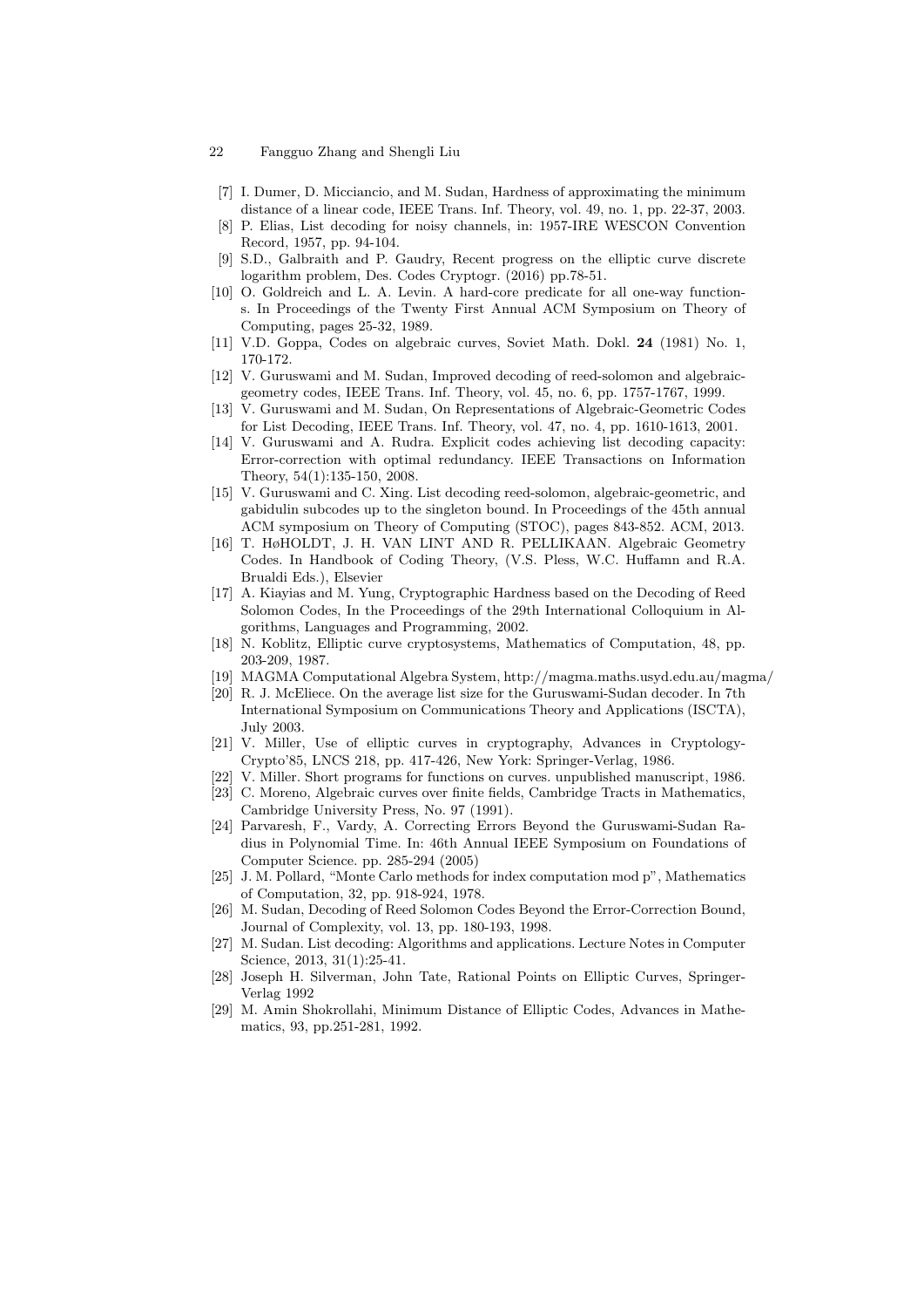[7] I. Dumer, D. Micciancio, and M. Sudan, Hardness of approximating the minimum distance of a linear code, IEEE Trans. Inf. Theory, vol. 49, no. 1, pp. 22-37, 2003.

[8] P. Elias, List decoding for noisy channels, in: 1957-IRE WESCON Convention Record, 1957, pp. 94-104.

[9] S.D., Galbraith and P. Gaudry, Recent progress on the elliptic curve discrete logarithm problem, Des. Codes Cryptogr. (2016) pp.78-51.

[10] O. Goldreich and L. A. Levin. A hard-core predicate for all one-way functions. In Proceedings of the Twenty First Annual ACM Symposium on Theory of Computing, pages 25-32, 1989.

[11] V.D. Goppa, Codes on algebraic curves, Soviet Math. Dokl. **24** (1981) No. 1, 170-172.

[12] V. Guruswami and M. Sudan, Improved decoding of reed-solomon and algebraic-geometry codes, IEEE Trans. Inf. Theory, vol. 45, no. 6, pp. 1757-1767, 1999.

[13] V. Guruswami and M. Sudan, On Representations of Algebraic-Geometric Codes for List Decoding, IEEE Trans. Inf. Theory, vol. 47, no. 4, pp. 1610-1613, 2001.

[14] V. Guruswami and A. Rudra. Explicit codes achieving list decoding capacity: Error-correction with optimal redundancy. IEEE Transactions on Information Theory, 54(1):135-150, 2008.

[15] V. Guruswami and C. Xing. List decoding reed-solomon, algebraic-geometric, and gabidulin subcodes up to the singleton bound. In Proceedings of the 45th annual ACM symposium on Theory of Computing (STOC), pages 843-852. ACM, 2013.

[16] T. HøHOLDT, J. H. VAN LINT AND R. PELLIKAAN. Algebraic Geometry Codes. In Handbook of Coding Theory, (V.S. Pless, W.C. Huffamn and R.A. Brualdi Eds.), Elsevier

[17] A. Kiayias and M. Yung, Cryptographic Hardness based on the Decoding of Reed Solomon Codes, In the Proceedings of the 29th International Colloquium in Algorithms, Languages and Programming, 2002.

[18] N. Koblitz, Elliptic curve cryptosystems, Mathematics of Computation, 48, pp. 203-209, 1987.

[19] MAGMA Computational Algebra System, http://magma.maths.usyd.edu.au/magma/

[20] R. J. McEliece. On the average list size for the Guruswami-Sudan decoder. In 7th International Symposium on Communications Theory and Applications (ISCTA), July 2003.

[21] V. Miller, Use of elliptic curves in cryptography, Advances in Cryptology-Crypto'85, LNCS 218, pp. 417-426, New York: Springer-Verlag, 1986.

[22] V. Miller. Short programs for functions on curves. unpublished manuscript, 1986.

[23] C. Moreno, Algebraic curves over finite fields, Cambridge Tracts in Mathematics, Cambridge University Press, No. 97 (1991).

[24] Parvaresh, F., Vardy, A. Correcting Errors Beyond the Guruswami-Sudan Radius in Polynomial Time. In: 46th Annual IEEE Symposium on Foundations of Computer Science. pp. 285-294 (2005)

[25] J. M. Pollard, "Monte Carlo methods for index computation mod p", Mathematics of Computation, 32, pp. 918-924, 1978.

[26] M. Sudan, Decoding of Reed Solomon Codes Beyond the Error-Correction Bound, Journal of Complexity, vol. 13, pp. 180-193, 1998.

[27] M. Sudan. List decoding: Algorithms and applications. Lecture Notes in Computer Science, 2013, 31(1):25-41.

[28] Joseph H. Silverman, John Tate, Rational Points on Elliptic Curves, Springer-Verlag 1992

[29] M. Amin Shokrollahi, Minimum Distance of Elliptic Codes, Advances in Mathematics, 93, pp.251-281, 1992.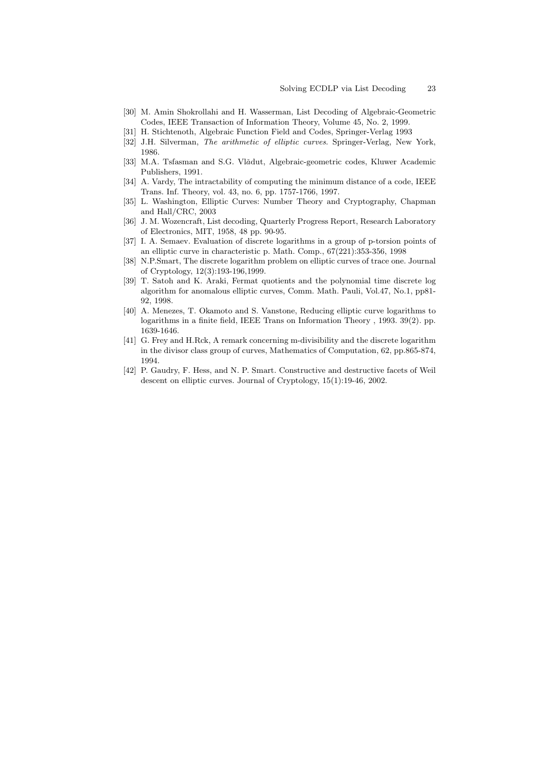[30] M. Amin Shokrollahi and H. Wasserman, List Decoding of Algebraic-Geometric Codes, IEEE Transaction of Information Theory, Volume 45, No. 2, 1999.

[31] H. Stichtenoth, Algebraic Function Field and Codes, Springer-Verlag 1993

[32] J.H. Silverman, *The arithmetic of elliptic curves*. Springer-Verlag, New York, 1986.

[33] M.A. Tsfasman and S.G. Vlădut, Algebraic-geometric codes, Kluwer Academic Publishers, 1991.

[34] A. Vardy, The intractability of computing the minimum distance of a code, IEEE Trans. Inf. Theory, vol. 43, no. 6, pp. 1757-1766, 1997.

[35] L. Washington, Elliptic Curves: Number Theory and Cryptography, Chapman and Hall/CRC, 2003

[36] J. M. Wozencraft, List decoding, Quarterly Progress Report, Research Laboratory of Electronics, MIT, 1958, 48 pp. 90-95.

[37] I. A. Semaev. Evaluation of discrete logarithms in a group of p-torsion points of an elliptic curve in characteristic p. Math. Comp., 67(221):353-356, 1998

[38] N.P.Smart, The discrete logarithm problem on elliptic curves of trace one. Journal of Cryptology, 12(3):193-196,1999.

[39] T. Satoh and K. Araki, Fermat quotients and the polynomial time discrete log algorithm for anomalous elliptic curves, Comm. Math. Pauli, Vol.47, No.1, pp81-92, 1998.

[40] A. Menezes, T. Okamoto and S. Vanstone, Reducing elliptic curve logarithms to logarithms in a finite field, IEEE Trans on Information Theory , 1993. 39(2). pp. 1639-1646.

[41] G. Frey and H.Rck, A remark concerning m-divisibility and the discrete logarithm in the divisor class group of curves, Mathematics of Computation, 62, pp.865-874, 1994.

[42] P. Gaudry, F. Hess, and N. P. Smart. Constructive and destructive facets of Weil descent on elliptic curves. Journal of Cryptology, 15(1):19-46, 2002.